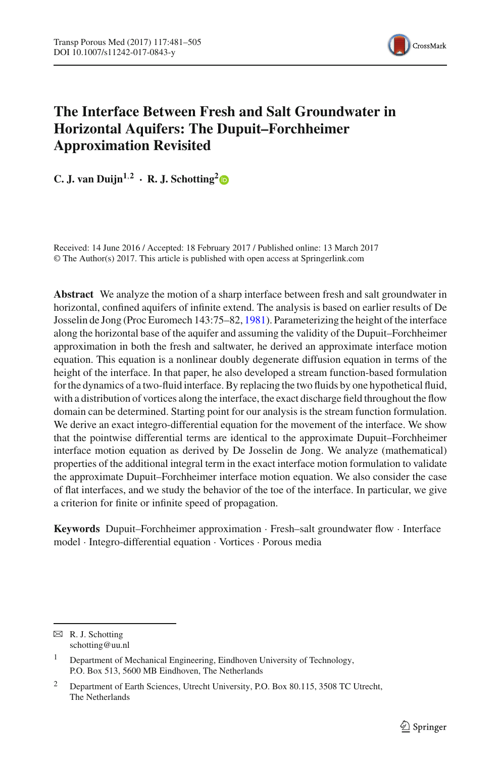# The Interface Between Fresh and Salt Groundwater in Horizontal Aquifers: The Dupuit–Forchheimer Approximation Revisited

**C. J. van Duijn[1,2] · R. J. Schotting[2]**

Received: 14 June 2016 / Accepted: 18 February 2017 / Published online: 13 March 2017
© The Author(s) 2017. This article is published with open access at Springerlink.com

**Abstract** We analyze the motion of a sharp interface between fresh and salt groundwater in horizontal, confined aquifers of infinite extend. The analysis is based on earlier results of De Josselin de Jong (Proc Euromech 143:75–82, 1981). Parameterizing the height of the interface along the horizontal base of the aquifer and assuming the validity of the Dupuit–Forchheimer approximation in both the fresh and saltwater, he derived an approximate interface motion equation. This equation is a nonlinear doubly degenerate diffusion equation in terms of the height of the interface. In that paper, he also developed a stream function-based formulation for the dynamics of a two-fluid interface. By replacing the two fluids by one hypothetical fluid, with a distribution of vortices along the interface, the exact discharge field throughout the flow domain can be determined. Starting point for our analysis is the stream function formulation. We derive an exact integro-differential equation for the movement of the interface. We show that the pointwise differential terms are identical to the approximate Dupuit–Forchheimer interface motion equation as derived by De Josselin de Jong. We analyze (mathematical) properties of the additional integral term in the exact interface motion formulation to validate the approximate Dupuit–Forchheimer interface motion equation. We also consider the case of flat interfaces, and we study the behavior of the toe of the interface. In particular, we give a criterion for finite or infinite speed of propagation.

**Keywords** Dupuit–Forchheimer approximation · Fresh–salt groundwater flow · Interface model · Integro-differential equation · Vortices · Porous media

---

✉ R. J. Schotting
schotting@uu.nl

[1] Department of Mechanical Engineering, Eindhoven University of Technology, P.O. Box 513, 5600 MB Eindhoven, The Netherlands

[2] Department of Earth Sciences, Utrecht University, P.O. Box 80.115, 3508 TC Utrecht, The Netherlands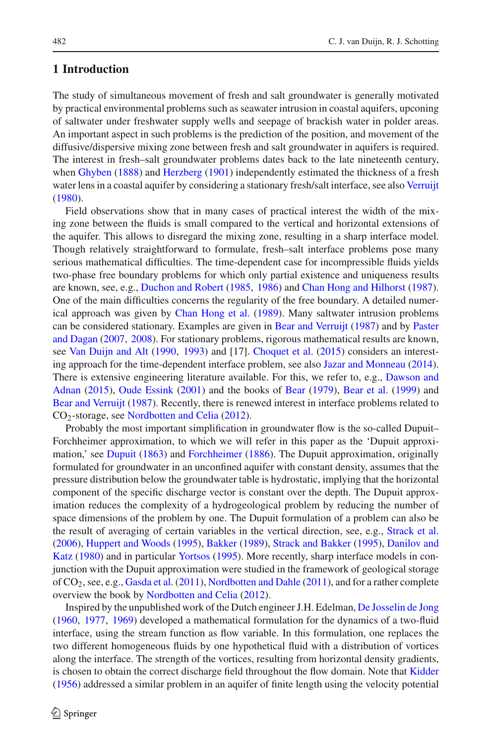## 1 Introduction

The study of simultaneous movement of fresh and salt groundwater is generally motivated by practical environmental problems such as seawater intrusion in coastal aquifers, upconing of saltwater under freshwater supply wells and seepage of brackish water in polder areas. An important aspect in such problems is the prediction of the position, and movement of the diffusive/dispersive mixing zone between fresh and salt groundwater in aquifers is required. The interest in fresh–salt groundwater problems dates back to the late nineteenth century, when Ghyben (1888) and Herzberg (1901) independently estimated the thickness of a fresh water lens in a coastal aquifer by considering a stationary fresh/salt interface, see also Verruijt (1980).

Field observations show that in many cases of practical interest the width of the mixing zone between the fluids is small compared to the vertical and horizontal extensions of the aquifer. This allows to disregard the mixing zone, resulting in a sharp interface model. Though relatively straightforward to formulate, fresh–salt interface problems pose many serious mathematical difficulties. The time-dependent case for incompressible fluids yields two-phase free boundary problems for which only partial existence and uniqueness results are known, see, e.g., Duchon and Robert (1985, 1986) and Chan Hong and Hilhorst (1987). One of the main difficulties concerns the regularity of the free boundary. A detailed numerical approach was given by Chan Hong et al. (1989). Many saltwater intrusion problems can be considered stationary. Examples are given in Bear and Verruijt (1987) and by Paster and Dagan (2007, 2008). For stationary problems, rigorous mathematical results are known, see Van Duijn and Alt (1990, 1993) and [17]. Choquet et al. (2015) considers an interesting approach for the time-dependent interface problem, see also Jazar and Monneau (2014). There is extensive engineering literature available. For this, we refer to, e.g., Dawson and Adnan (2015), Oude Essink (2001) and the books of Bear (1979), Bear et al. (1999) and Bear and Verruijt (1987). Recently, there is renewed interest in interface problems related to $CO_2$-storage, see Nordbotten and Celia (2012).

Probably the most important simplification in groundwater flow is the so-called Dupuit–Forchheimer approximation, to which we will refer in this paper as the 'Dupuit approximation,' see Dupuit (1863) and Forchheimer (1886). The Dupuit approximation, originally formulated for groundwater in an unconfined aquifer with constant density, assumes that the pressure distribution below the groundwater table is hydrostatic, implying that the horizontal component of the specific discharge vector is constant over the depth. The Dupuit approximation reduces the complexity of a hydrogeological problem by reducing the number of space dimensions of the problem by one. The Dupuit formulation of a problem can also be the result of averaging of certain variables in the vertical direction, see, e.g., Strack et al. (2006), Huppert and Woods (1995), Bakker (1989), Strack and Bakker (1995), Danilov and Katz (1980) and in particular Yortsos (1995). More recently, sharp interface models in conjunction with the Dupuit approximation were studied in the framework of geological storage of $CO_2$, see, e.g., Gasda et al. (2011), Nordbotten and Dahle (2011), and for a rather complete overview the book by Nordbotten and Celia (2012).

Inspired by the unpublished work of the Dutch engineer J.H. Edelman, De Josselin de Jong (1960, 1977, 1969) developed a mathematical formulation for the dynamics of a two-fluid interface, using the stream function as flow variable. In this formulation, one replaces the two different homogeneous fluids by one hypothetical fluid with a distribution of vortices along the interface. The strength of the vortices, resulting from horizontal density gradients, is chosen to obtain the correct discharge field throughout the flow domain. Note that Kidder (1956) addressed a similar problem in an aquifer of finite length using the velocity potential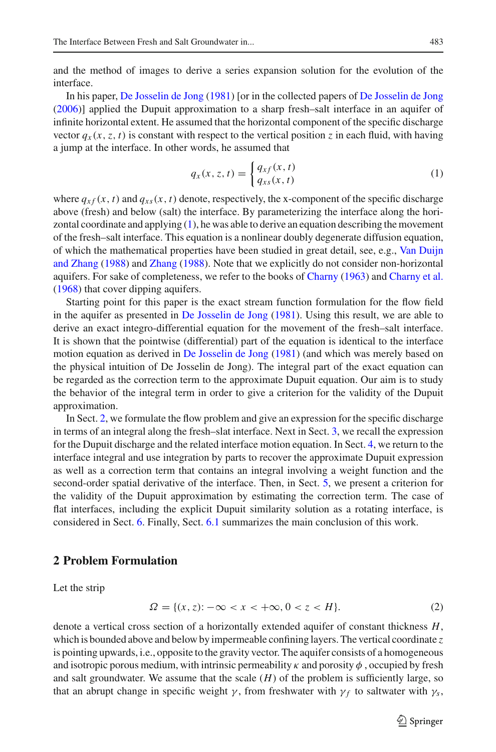and the method of images to derive a series expansion solution for the evolution of the interface.

In his paper, De Josselin de Jong (1981) [or in the collected papers of De Josselin de Jong (2006)] applied the Dupuit approximation to a sharp fresh–salt interface in an aquifer of infinite horizontal extent. He assumed that the horizontal component of the specific discharge vector $q_x(x, z, t)$ is constant with respect to the vertical position $z$ in each fluid, with having a jump at the interface. In other words, he assumed that

$$
q_x(x, z, t) = \begin{cases} q_{xf}(x, t) \\ q_{xs}(x, t) \end{cases} \tag{1}
$$

where $q_{xf}(x, t)$ and $q_{xs}(x, t)$ denote, respectively, the x-component of the specific discharge above (fresh) and below (salt) the interface. By parameterizing the interface along the horizontal coordinate and applying (1), he was able to derive an equation describing the movement of the fresh–salt interface. This equation is a nonlinear doubly degenerate diffusion equation, of which the mathematical properties have been studied in great detail, see, e.g., Van Duijn and Zhang (1988) and Zhang (1988). Note that we explicitly do not consider non-horizontal aquifers. For sake of completeness, we refer to the books of Charny (1963) and Charny et al. (1968) that cover dipping aquifers.

Starting point for this paper is the exact stream function formulation for the flow field in the aquifer as presented in De Josselin de Jong (1981). Using this result, we are able to derive an exact integro-differential equation for the movement of the fresh–salt interface. It is shown that the pointwise (differential) part of the equation is identical to the interface motion equation as derived in De Josselin de Jong (1981) (and which was merely based on the physical intuition of De Josselin de Jong). The integral part of the exact equation can be regarded as the correction term to the approximate Dupuit equation. Our aim is to study the behavior of the integral term in order to give a criterion for the validity of the Dupuit approximation.

In Sect. 2, we formulate the flow problem and give an expression for the specific discharge in terms of an integral along the fresh–slat interface. Next in Sect. 3, we recall the expression for the Dupuit discharge and the related interface motion equation. In Sect. 4, we return to the interface integral and use integration by parts to recover the approximate Dupuit expression as well as a correction term that contains an integral involving a weight function and the second-order spatial derivative of the interface. Then, in Sect. 5, we present a criterion for the validity of the Dupuit approximation by estimating the correction term. The case of flat interfaces, including the explicit Dupuit similarity solution as a rotating interface, is considered in Sect. 6. Finally, Sect. 6.1 summarizes the main conclusion of this work.

## 2 Problem Formulation

Let the strip

$$
\Omega = \{(x, z) \colon -\infty < x < +\infty, 0 < z < H\}. \tag{2}
$$

denote a vertical cross section of a horizontally extended aquifer of constant thickness $H$, which is bounded above and below by impermeable confining layers. The vertical coordinate $z$ is pointing upwards, i.e., opposite to the gravity vector. The aquifer consists of a homogeneous and isotropic porous medium, with intrinsic permeability $\kappa$ and porosity $\phi$ , occupied by fresh and salt groundwater. We assume that the scale ($H$) of the problem is sufficiently large, so that an abrupt change in specific weight $\gamma$, from freshwater with $\gamma_f$ to saltwater with $\gamma_s$,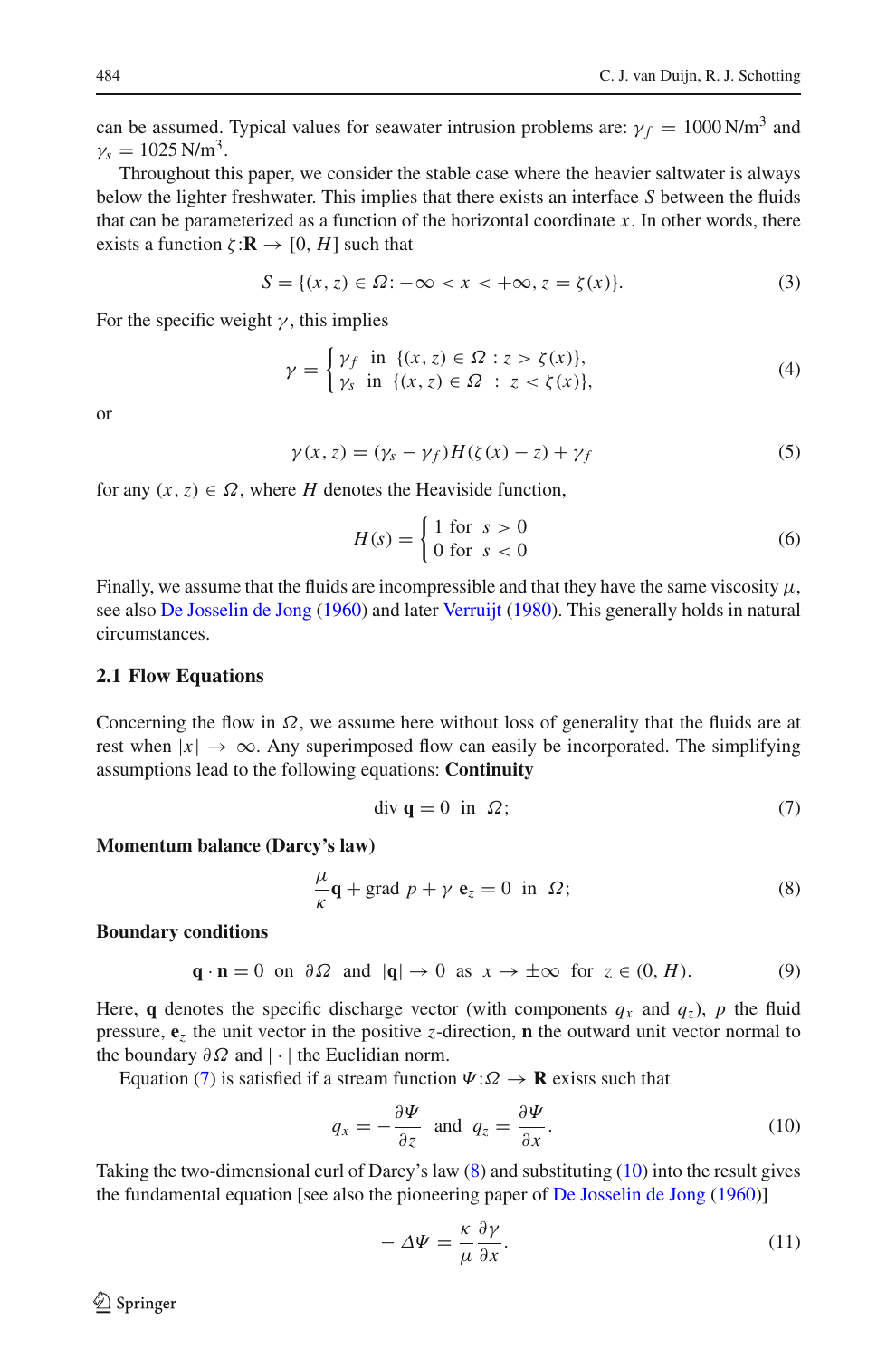can be assumed. Typical values for seawater intrusion problems are: $\gamma_f = 1000\,\mathrm{N/m^3}$ and $\gamma_s = 1025\,\mathrm{N/m^3}$.

Throughout this paper, we consider the stable case where the heavier saltwater is always below the lighter freshwater. This implies that there exists an interface $S$ between the fluids that can be parameterized as a function of the horizontal coordinate $x$. In other words, there exists a function $\zeta:\mathbf{R} \to [0, H]$ such that

$$S = \{(x, z) \in \Omega\colon -\infty < x < +\infty, z = \zeta(x)\}. \tag{3}$$

For the specific weight $\gamma$, this implies

$$\gamma = \begin{cases} \gamma_f & \text{in } \{(x, z) \in \Omega : z > \zeta(x)\}, \\ \gamma_s & \text{in } \{(x, z) \in \Omega : z < \zeta(x)\}, \end{cases} \tag{4}$$

or

$$\gamma(x, z) = (\gamma_s - \gamma_f)H(\zeta(x) - z) + \gamma_f \tag{5}$$

for any $(x, z) \in \Omega$, where $H$ denotes the Heaviside function,

$$H(s) = \begin{cases} 1 & \text{for } s > 0 \\ 0 & \text{for } s < 0 \end{cases} \tag{6}$$

Finally, we assume that the fluids are incompressible and that they have the same viscosity $\mu$, see also De Josselin de Jong (1960) and later Verruijt (1980). This generally holds in natural circumstances.

### 2.1 Flow Equations

Concerning the flow in $\Omega$, we assume here without loss of generality that the fluids are at rest when $|x| \to \infty$. Any superimposed flow can easily be incorporated. The simplifying assumptions lead to the following equations: **Continuity**

$$\operatorname{div} \mathbf{q} = 0 \quad \text{in} \quad \Omega; \tag{7}$$

**Momentum balance (Darcy's law)**

$$\frac{\mu}{\kappa}\mathbf{q} + \operatorname{grad} p + \gamma\, \mathbf{e}_z = 0 \quad \text{in} \quad \Omega; \tag{8}$$

**Boundary conditions**

$$\mathbf{q} \cdot \mathbf{n} = 0 \quad \text{on} \quad \partial\Omega \quad \text{and} \quad |\mathbf{q}| \to 0 \quad \text{as} \quad x \to \pm\infty \quad \text{for} \quad z \in (0, H). \tag{9}$$

Here, $\mathbf{q}$ denotes the specific discharge vector (with components $q_x$ and $q_z$), $p$ the fluid pressure, $\mathbf{e}_z$ the unit vector in the positive $z$-direction, $\mathbf{n}$ the outward unit vector normal to the boundary $\partial\Omega$ and $|\cdot|$ the Euclidian norm.

Equation (7) is satisfied if a stream function $\Psi:\Omega \to \mathbf{R}$ exists such that

$$q_x = -\frac{\partial \Psi}{\partial z} \quad \text{and} \quad q_z = \frac{\partial \Psi}{\partial x}. \tag{10}$$

Taking the two-dimensional curl of Darcy's law (8) and substituting (10) into the result gives the fundamental equation [see also the pioneering paper of De Josselin de Jong (1960)]

$$-\Delta\Psi = \frac{\kappa}{\mu}\frac{\partial \gamma}{\partial x}. \tag{11}$$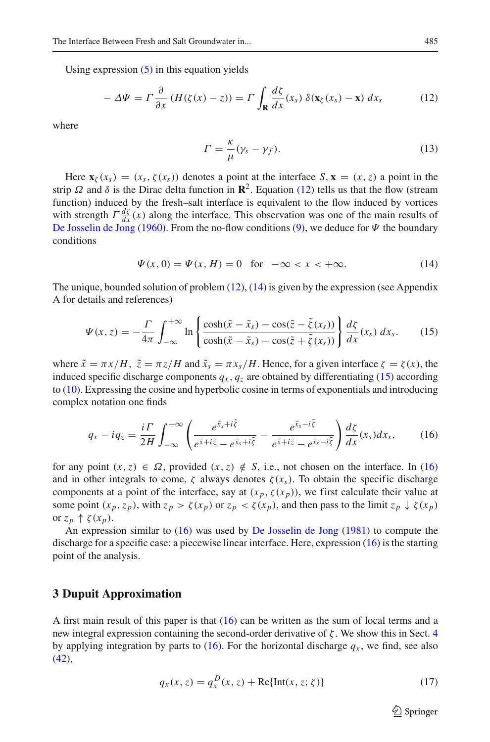Using expression (5) in this equation yields

$$-\Delta\Psi = \Gamma \frac{\partial}{\partial x}\left(H(\zeta(x) - z)\right) = \Gamma \int_{\mathbf{R}} \frac{d\zeta}{dx}(x_s)\, \delta(\mathbf{x}_\zeta(x_s) - \mathbf{x})\, dx_s \tag{12}$$

where

$$\Gamma = \frac{\kappa}{\mu}(\gamma_s - \gamma_f). \tag{13}$$

Here $\mathbf{x}_\zeta(x_s) = (x_s, \zeta(x_s))$ denotes a point at the interface $S$, $\mathbf{x} = (x, z)$ a point in the strip $\Omega$ and $\delta$ is the Dirac delta function in $\mathbf{R}^2$. Equation (12) tells us that the flow (stream function) induced by the fresh–salt interface is equivalent to the flow induced by vortices with strength $\Gamma \frac{d\zeta}{dx}(x)$ along the interface. This observation was one of the main results of De Josselin de Jong (1960). From the no-flow conditions (9), we deduce for $\Psi$ the boundary conditions

$$\Psi(x, 0) = \Psi(x, H) = 0 \quad \text{for} \quad -\infty < x < +\infty. \tag{14}$$

The unique, bounded solution of problem (12), (14) is given by the expression (see Appendix A for details and references)

$$\Psi(x, z) = -\frac{\Gamma}{4\pi} \int_{-\infty}^{+\infty} \ln\left\{ \frac{\cosh(\tilde{x} - \tilde{x}_s) - \cos(\tilde{z} - \tilde{\zeta}(x_s))}{\cosh(\tilde{x} - \tilde{x}_s) - \cos(\tilde{z} + \tilde{\zeta}(x_s))} \right\} \frac{d\zeta}{dx}(x_s)\, dx_s. \tag{15}$$

where $\tilde{x} = \pi x/H$, $\tilde{z} = \pi z/H$ and $\tilde{x}_s = \pi x_s/H$. Hence, for a given interface $\zeta = \zeta(x)$, the induced specific discharge components $q_x, q_z$ are obtained by differentiating (15) according to (10). Expressing the cosine and hyperbolic cosine in terms of exponentials and introducing complex notation one finds

$$q_x - i q_z = \frac{i\Gamma}{2H} \int_{-\infty}^{+\infty} \left( \frac{e^{\tilde{x}_s + i\tilde{\zeta}}}{e^{\tilde{x} + i\tilde{z}} - e^{\tilde{x}_s + i\tilde{\zeta}}} - \frac{e^{\tilde{x}_s - i\tilde{\zeta}}}{e^{\tilde{x} + i\tilde{z}} - e^{\tilde{x}_s - i\tilde{\zeta}}} \right) \frac{d\zeta}{dx}(x_s) dx_s, \tag{16}$$

for any point $(x, z) \in \Omega$, provided $(x, z) \notin S$, i.e., not chosen on the interface. In (16) and in other integrals to come, $\zeta$ always denotes $\zeta(x_s)$. To obtain the specific discharge components at a point of the interface, say at $(x_p, \zeta(x_p))$, we first calculate their value at some point $(x_p, z_p)$, with $z_p > \zeta(x_p)$ or $z_p < \zeta(x_p)$, and then pass to the limit $z_p \downarrow \zeta(x_p)$ or $z_p \uparrow \zeta(x_p)$.

An expression similar to (16) was used by De Josselin de Jong (1981) to compute the discharge for a specific case: a piecewise linear interface. Here, expression (16) is the starting point of the analysis.

## 3 Dupuit Approximation

A first main result of this paper is that (16) can be written as the sum of local terms and a new integral expression containing the second-order derivative of $\zeta$. We show this in Sect. 4 by applying integration by parts to (16). For the horizontal discharge $q_x$, we find, see also (42),

$$q_x(x, z) = q_x^D(x, z) + \mathrm{Re}\{\mathrm{Int}(x, z; \zeta)\} \tag{17}$$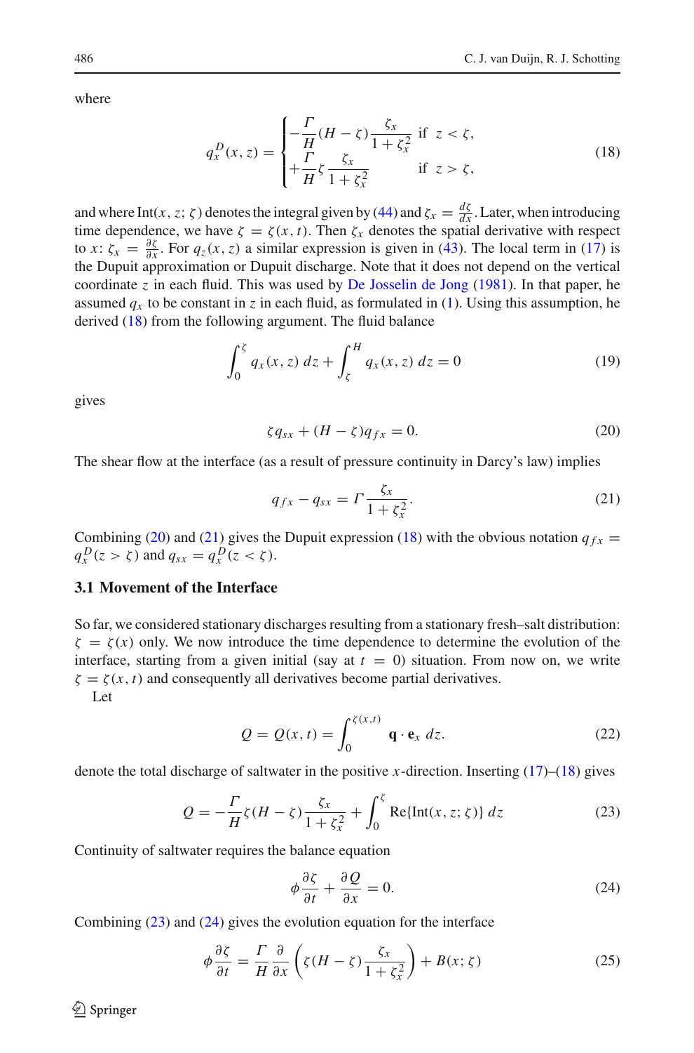where

$$
q_x^D(x,z) = \begin{cases} -\dfrac{\Gamma}{H}(H-\zeta)\dfrac{\zeta_x}{1+\zeta_x^2} & \text{if } z < \zeta, \\ +\dfrac{\Gamma}{H}\zeta\dfrac{\zeta_x}{1+\zeta_x^2} & \text{if } z > \zeta, \end{cases} \tag{18}
$$

and where $\text{Int}(x, z; \zeta)$ denotes the integral given by (44) and $\zeta_x = \frac{d\zeta}{dx}$. Later, when introducing time dependence, we have $\zeta = \zeta(x, t)$. Then $\zeta_x$ denotes the spatial derivative with respect to $x$: $\zeta_x = \frac{\partial \zeta}{\partial x}$. For $q_z(x, z)$ a similar expression is given in (43). The local term in (17) is the Dupuit approximation or Dupuit discharge. Note that it does not depend on the vertical coordinate $z$ in each fluid. This was used by De Josselin de Jong (1981). In that paper, he assumed $q_x$ to be constant in $z$ in each fluid, as formulated in (1). Using this assumption, he derived (18) from the following argument. The fluid balance

$$
\int_0^{\zeta} q_x(x,z)\, dz + \int_{\zeta}^{H} q_x(x,z)\, dz = 0 \tag{19}
$$

gives

$$
\zeta q_{sx} + (H-\zeta) q_{fx} = 0. \tag{20}
$$

The shear flow at the interface (as a result of pressure continuity in Darcy's law) implies

$$
q_{fx} - q_{sx} = \Gamma \frac{\zeta_x}{1+\zeta_x^2}. \tag{21}
$$

Combining (20) and (21) gives the Dupuit expression (18) with the obvious notation $q_{fx} = q_x^D(z > \zeta)$ and $q_{sx} = q_x^D(z < \zeta)$.

### 3.1 Movement of the Interface

So far, we considered stationary discharges resulting from a stationary fresh–salt distribution: $\zeta = \zeta(x)$ only. We now introduce the time dependence to determine the evolution of the interface, starting from a given initial (say at $t = 0$) situation. From now on, we write $\zeta = \zeta(x, t)$ and consequently all derivatives become partial derivatives.

Let

$$
Q = Q(x,t) = \int_0^{\zeta(x,t)} \mathbf{q} \cdot \mathbf{e}_x \, dz. \tag{22}
$$

denote the total discharge of saltwater in the positive $x$-direction. Inserting (17)–(18) gives

$$
Q = -\frac{\Gamma}{H}\zeta(H-\zeta)\frac{\zeta_x}{1+\zeta_x^2} + \int_0^{\zeta} \text{Re}\{\text{Int}(x,z;\zeta)\}\, dz \tag{23}
$$

Continuity of saltwater requires the balance equation

$$
\phi \frac{\partial \zeta}{\partial t} + \frac{\partial Q}{\partial x} = 0. \tag{24}
$$

Combining (23) and (24) gives the evolution equation for the interface

$$
\phi \frac{\partial \zeta}{\partial t} = \frac{\Gamma}{H}\frac{\partial}{\partial x}\left(\zeta(H-\zeta)\frac{\zeta_x}{1+\zeta_x^2}\right) + B(x;\zeta) \tag{25}
$$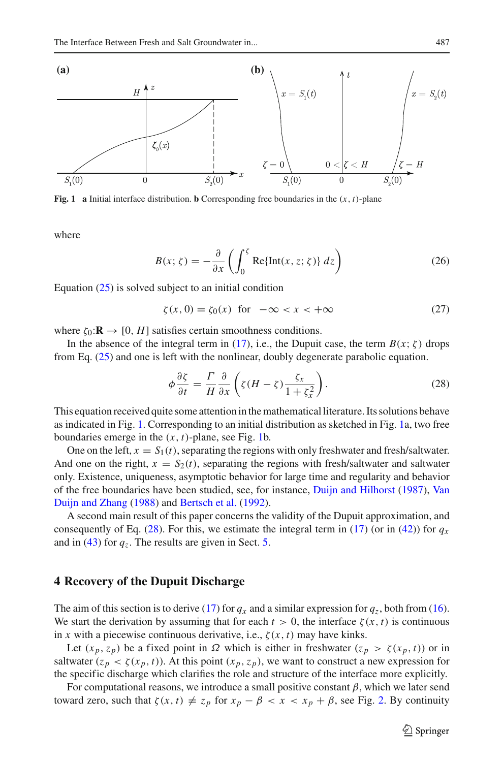**Fig. 1** **a** Initial interface distribution. **b** Corresponding free boundaries in the $(x, t)$-plane

where

$$B(x;\zeta) = -\frac{\partial}{\partial x}\left(\int_0^{\zeta} \mathrm{Re}\{\mathrm{Int}(x, z; \zeta)\}\, dz\right) \tag{26}$$

Equation (25) is solved subject to an initial condition

$$\zeta(x, 0) = \zeta_0(x) \quad \text{for} \quad -\infty < x < +\infty \tag{27}$$

where $\zeta_0 : \mathbf{R} \to [0, H]$ satisfies certain smoothness conditions.

In the absence of the integral term in (17), i.e., the Dupuit case, the term $B(x;\zeta)$ drops from Eq. (25) and one is left with the nonlinear, doubly degenerate parabolic equation.

$$\phi\frac{\partial \zeta}{\partial t} = \frac{\Gamma}{H}\frac{\partial}{\partial x}\left(\zeta(H-\zeta)\frac{\zeta_x}{1+\zeta_x^2}\right). \tag{28}$$

This equation received quite some attention in the mathematical literature. Its solutions behave as indicated in Fig. 1. Corresponding to an initial distribution as sketched in Fig. 1a, two free boundaries emerge in the $(x, t)$-plane, see Fig. 1b.

One on the left, $x = S_1(t)$, separating the regions with only freshwater and fresh/saltwater. And one on the right, $x = S_2(t)$, separating the regions with fresh/saltwater and saltwater only. Existence, uniqueness, asymptotic behavior for large time and regularity and behavior of the free boundaries have been studied, see, for instance, Duijn and Hilhorst (1987), Van Duijn and Zhang (1988) and Bertsch et al. (1992).

A second main result of this paper concerns the validity of the Dupuit approximation, and consequently of Eq. (28). For this, we estimate the integral term in (17) (or in (42)) for $q_x$ and in (43) for $q_z$. The results are given in Sect. 5.

## 4 Recovery of the Dupuit Discharge

The aim of this section is to derive (17) for $q_x$ and a similar expression for $q_z$, both from (16). We start the derivation by assuming that for each $t > 0$, the interface $\zeta(x, t)$ is continuous in $x$ with a piecewise continuous derivative, i.e., $\zeta(x, t)$ may have kinks.

Let $(x_p, z_p)$ be a fixed point in $\Omega$ which is either in freshwater ($z_p > \zeta(x_p, t)$) or in saltwater ($z_p < \zeta(x_p, t)$). At this point $(x_p, z_p)$, we want to construct a new expression for the specific discharge which clarifies the role and structure of the interface more explicitly.

For computational reasons, we introduce a small positive constant $\beta$, which we later send toward zero, such that $\zeta(x, t) \neq z_p$ for $x_p - \beta < x < x_p + \beta$, see Fig. 2. By continuity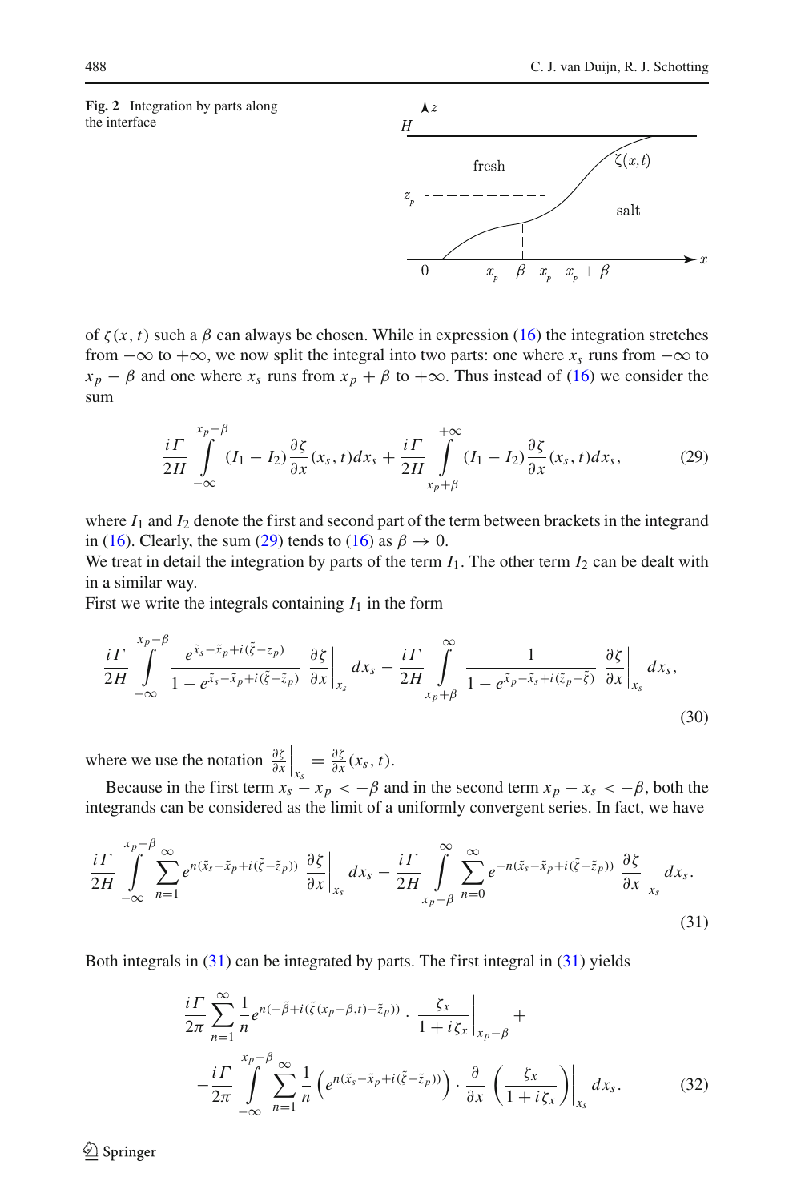**Fig. 2** Integration by parts along the interface

of $\zeta(x,t)$ such a $\beta$ can always be chosen. While in expression (16) the integration stretches from $-\infty$ to $+\infty$, we now split the integral into two parts: one where $x_s$ runs from $-\infty$ to $x_p - \beta$ and one where $x_s$ runs from $x_p + \beta$ to $+\infty$. Thus instead of (16) we consider the sum

$$\frac{i\Gamma}{2H}\int_{-\infty}^{x_p-\beta}(I_1 - I_2)\frac{\partial \zeta}{\partial x}(x_s,t)dx_s + \frac{i\Gamma}{2H}\int_{x_p+\beta}^{+\infty}(I_1 - I_2)\frac{\partial \zeta}{\partial x}(x_s,t)dx_s, \tag{29}$$

where $I_1$ and $I_2$ denote the first and second part of the term between brackets in the integrand in (16). Clearly, the sum (29) tends to (16) as $\beta \to 0$.

We treat in detail the integration by parts of the term $I_1$. The other term $I_2$ can be dealt with in a similar way.

First we write the integrals containing $I_1$ in the form

$$\frac{i\Gamma}{2H}\int_{-\infty}^{x_p-\beta}\frac{e^{\tilde{x}_s-\tilde{x}_p+i(\tilde{\zeta}-z_p)}}{1-e^{\tilde{x}_s-\tilde{x}_p+i(\tilde{\zeta}-\tilde{z}_p)}}\left.\frac{\partial \zeta}{\partial x}\right|_{x_s}dx_s - \frac{i\Gamma}{2H}\int_{x_p+\beta}^{\infty}\frac{1}{1-e^{\tilde{x}_p-\tilde{x}_s+i(\tilde{z}_p-\tilde{\zeta})}}\left.\frac{\partial \zeta}{\partial x}\right|_{x_s}dx_s, \tag{30}$$

where we use the notation $\left.\frac{\partial \zeta}{\partial x}\right|_{x_s} = \frac{\partial \zeta}{\partial x}(x_s,t)$.

Because in the first term $x_s - x_p < -\beta$ and in the second term $x_p - x_s < -\beta$, both the integrands can be considered as the limit of a uniformly convergent series. In fact, we have

$$\frac{i\Gamma}{2H}\int_{-\infty}^{x_p-\beta}\sum_{n=1}^{\infty}e^{n(\tilde{x}_s-\tilde{x}_p+i(\tilde{\zeta}-\tilde{z}_p))}\left.\frac{\partial \zeta}{\partial x}\right|_{x_s}dx_s - \frac{i\Gamma}{2H}\int_{x_p+\beta}^{\infty}\sum_{n=0}^{\infty}e^{-n(\tilde{x}_s-\tilde{x}_p+i(\tilde{\zeta}-\tilde{z}_p))}\left.\frac{\partial \zeta}{\partial x}\right|_{x_s}dx_s. \tag{31}$$

Both integrals in (31) can be integrated by parts. The first integral in (31) yields

$$\frac{i\Gamma}{2\pi}\sum_{n=1}^{\infty}\frac{1}{n}e^{n(-\tilde{\beta}+i(\tilde{\zeta}(x_p-\beta,t)-\tilde{z}_p))}\cdot\left.\frac{\zeta_x}{1+i\zeta_x}\right|_{x_p-\beta} + \\ -\frac{i\Gamma}{2\pi}\int_{-\infty}^{x_p-\beta}\sum_{n=1}^{\infty}\frac{1}{n}\left(e^{n(\tilde{x}_s-\tilde{x}_p+i(\tilde{\zeta}-\tilde{z}_p))}\right)\cdot\frac{\partial}{\partial x}\left.\left(\frac{\zeta_x}{1+i\zeta_x}\right)\right|_{x_s}dx_s. \tag{32}$$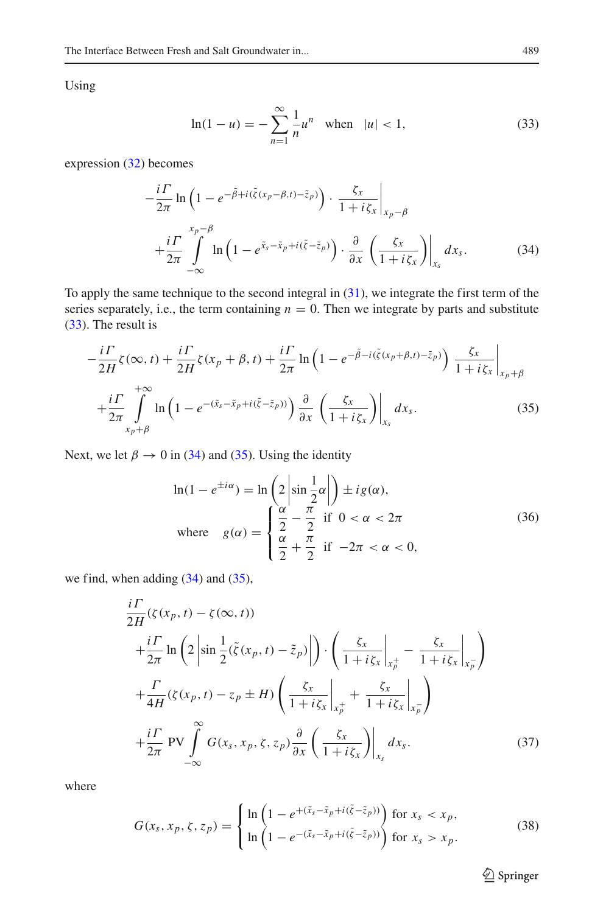Using

$$\ln(1-u) = -\sum_{n=1}^{\infty} \frac{1}{n} u^n \quad \text{when} \quad |u| < 1, \tag{33}$$

expression (32) becomes

$$\begin{aligned}
&-\frac{i\Gamma}{2\pi} \ln\left(1 - e^{-\tilde{\beta}+i(\tilde{\zeta}(x_p-\beta,t)-\tilde{z}_p)}\right) \cdot \left.\frac{\zeta_x}{1+i\zeta_x}\right|_{x_p-\beta} \\
&+\frac{i\Gamma}{2\pi} \int\limits_{-\infty}^{x_p-\beta} \ln\left(1 - e^{\tilde{x}_s-\tilde{x}_p+i(\tilde{\zeta}-\tilde{z}_p)}\right) \cdot \frac{\partial}{\partial x}\left(\frac{\zeta_x}{1+i\zeta_x}\right)\bigg|_{x_s} dx_s.
\end{aligned} \tag{34}$$

To apply the same technique to the second integral in (31), we integrate the first term of the series separately, i.e., the term containing $n = 0$. Then we integrate by parts and substitute (33). The result is

$$\begin{aligned}
&-\frac{i\Gamma}{2H}\zeta(\infty,t) + \frac{i\Gamma}{2H}\zeta(x_p+\beta,t) + \frac{i\Gamma}{2\pi}\ln\left(1 - e^{-\tilde{\beta}-i(\tilde{\zeta}(x_p+\beta,t)-\tilde{z}_p)}\right) \left.\frac{\zeta_x}{1+i\zeta_x}\right|_{x_p+\beta} \\
&+\frac{i\Gamma}{2\pi} \int\limits_{x_p+\beta}^{+\infty} \ln\left(1 - e^{-(\tilde{x}_s-\tilde{x}_p+i(\tilde{\zeta}-\tilde{z}_p))}\right) \frac{\partial}{\partial x}\left(\frac{\zeta_x}{1+i\zeta_x}\right)\bigg|_{x_s} dx_s.
\end{aligned} \tag{35}$$

Next, we let $\beta \to 0$ in (34) and (35). Using the identity

$$\begin{aligned}
&\ln(1 - e^{\pm i\alpha}) = \ln\left(2\left|\sin\frac{1}{2}\alpha\right|\right) \pm i g(\alpha), \\
&\text{where} \quad g(\alpha) = \begin{cases} \dfrac{\alpha}{2} - \dfrac{\pi}{2} & \text{if } 0 < \alpha < 2\pi \\ \dfrac{\alpha}{2} + \dfrac{\pi}{2} & \text{if } -2\pi < \alpha < 0, \end{cases}
\end{aligned} \tag{36}$$

we find, when adding (34) and (35),

$$\begin{aligned}
&\frac{i\Gamma}{2H}(\zeta(x_p,t) - \zeta(\infty,t)) \\
&+\frac{i\Gamma}{2\pi}\ln\left(2\left|\sin\frac{1}{2}(\tilde{\zeta}(x_p,t) - \tilde{z}_p)\right|\right) \cdot \left(\left.\frac{\zeta_x}{1+i\zeta_x}\right|_{x_p^+} - \left.\frac{\zeta_x}{1+i\zeta_x}\right|_{x_p^-}\right) \\
&+\frac{\Gamma}{4H}(\zeta(x_p,t) - z_p \pm H)\left(\left.\frac{\zeta_x}{1+i\zeta_x}\right|_{x_p^+} + \left.\frac{\zeta_x}{1+i\zeta_x}\right|_{x_p^-}\right) \\
&+\frac{i\Gamma}{2\pi}\,\text{PV}\int\limits_{-\infty}^{\infty} G(x_s,x_p,\zeta,z_p)\frac{\partial}{\partial x}\left(\frac{\zeta_x}{1+i\zeta_x}\right)\bigg|_{x_s} dx_s.
\end{aligned} \tag{37}$$

where

$$G(x_s,x_p,\zeta,z_p) = \begin{cases} \ln\left(1 - e^{+(\tilde{x}_s-\tilde{x}_p+i(\tilde{\zeta}-\tilde{z}_p))}\right) & \text{for } x_s < x_p, \\ \ln\left(1 - e^{-(\tilde{x}_s-\tilde{x}_p+i(\tilde{\zeta}-\tilde{z}_p))}\right) & \text{for } x_s > x_p. \end{cases} \tag{38}$$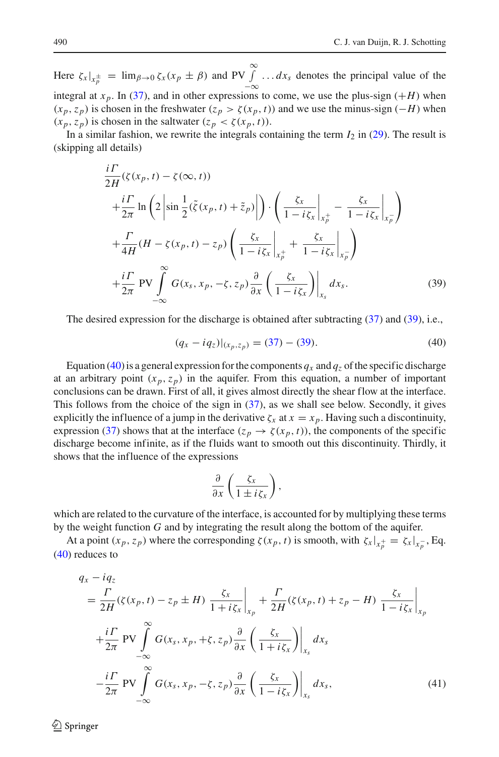Here $\zeta_x|_{x_p^\pm} = \lim_{\beta\to 0} \zeta_x(x_p \pm \beta)$ and $\mathrm{PV}\int_{-\infty}^{\infty} \ldots dx_s$ denotes the principal value of the integral at $x_p$. In (37), and in other expressions to come, we use the plus-sign $(+H)$ when $(x_p, z_p)$ is chosen in the freshwater $(z_p > \zeta(x_p, t))$ and we use the minus-sign $(-H)$ when $(x_p, z_p)$ is chosen in the saltwater $(z_p < \zeta(x_p, t))$.

In a similar fashion, we rewrite the integrals containing the term $I_2$ in (29). The result is (skipping all details)

$$
\begin{aligned}
&\frac{i\Gamma}{2H}(\zeta(x_p,t) - \zeta(\infty,t))\\
&\quad + \frac{i\Gamma}{2\pi} \ln\left(2\left|\sin\frac{1}{2}(\tilde{\zeta}(x_p,t) + \tilde{z}_p)\right|\right) \cdot \left(\left.\frac{\zeta_x}{1 - i\zeta_x}\right|_{x_p^+} - \left.\frac{\zeta_x}{1 - i\zeta_x}\right|_{x_p^-}\right)\\
&\quad + \frac{\Gamma}{4H}(H - \zeta(x_p,t) - z_p)\left(\left.\frac{\zeta_x}{1 - i\zeta_x}\right|_{x_p^+} + \left.\frac{\zeta_x}{1 - i\zeta_x}\right|_{x_p^-}\right)\\
&\quad + \frac{i\Gamma}{2\pi}\,\mathrm{PV}\int_{-\infty}^{\infty} G(x_s, x_p, -\zeta, z_p)\frac{\partial}{\partial x}\left.\left(\frac{\zeta_x}{1 - i\zeta_x}\right)\right|_{x_s} dx_s.
\end{aligned}
\tag{39}
$$

The desired expression for the discharge is obtained after subtracting (37) and (39), i.e.,

$$
(q_x - iq_z)|_{(x_p,z_p)} = (37) - (39). \tag{40}
$$

Equation (40) is a general expression for the components $q_x$ and $q_z$ of the specific discharge at an arbitrary point $(x_p, z_p)$ in the aquifer. From this equation, a number of important conclusions can be drawn. First of all, it gives almost directly the shear flow at the interface. This follows from the choice of the sign in (37), as we shall see below. Secondly, it gives explicitly the influence of a jump in the derivative $\zeta_x$ at $x = x_p$. Having such a discontinuity, expression (37) shows that at the interface $(z_p \to \zeta(x_p, t))$, the components of the specific discharge become infinite, as if the fluids want to smooth out this discontinuity. Thirdly, it shows that the influence of the expressions

$$
\frac{\partial}{\partial x}\left(\frac{\zeta_x}{1 \pm i\zeta_x}\right),
$$

which are related to the curvature of the interface, is accounted for by multiplying these terms by the weight function $G$ and by integrating the result along the bottom of the aquifer.

At a point $(x_p, z_p)$ where the corresponding $\zeta(x_p, t)$ is smooth, with $\zeta_x|_{x_p^+} = \zeta_x|_{x_p^-}$, Eq. (40) reduces to

$$
\begin{aligned}
&q_x - iq_z\\
&\quad = \frac{\Gamma}{2H}(\zeta(x_p,t) - z_p \pm H)\left.\frac{\zeta_x}{1 + i\zeta_x}\right|_{x_p} + \frac{\Gamma}{2H}(\zeta(x_p,t) + z_p - H)\left.\frac{\zeta_x}{1 - i\zeta_x}\right|_{x_p}\\
&\quad\quad + \frac{i\Gamma}{2\pi}\,\mathrm{PV}\int_{-\infty}^{\infty} G(x_s, x_p, +\zeta, z_p)\frac{\partial}{\partial x}\left.\left(\frac{\zeta_x}{1 + i\zeta_x}\right)\right|_{x_s} dx_s\\
&\quad\quad - \frac{i\Gamma}{2\pi}\,\mathrm{PV}\int_{-\infty}^{\infty} G(x_s, x_p, -\zeta, z_p)\frac{\partial}{\partial x}\left.\left(\frac{\zeta_x}{1 - i\zeta_x}\right)\right|_{x_s} dx_s,
\end{aligned}
\tag{41}
$$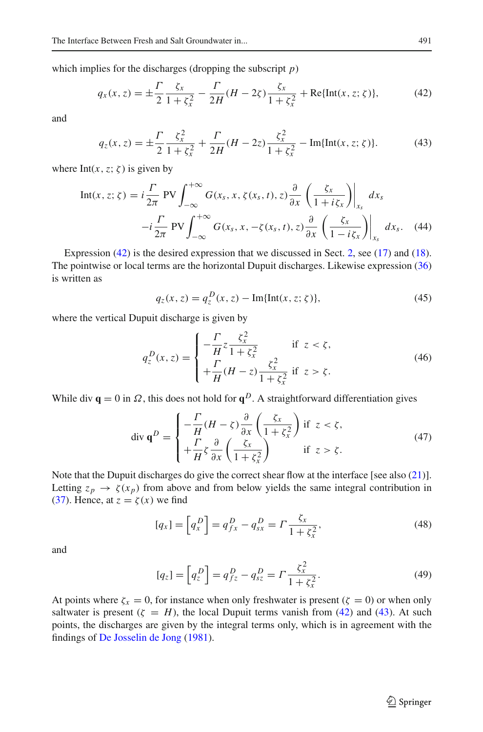which implies for the discharges (dropping the subscript $p$)

$$q_x(x,z) = \pm\frac{\Gamma}{2}\frac{\zeta_x}{1+\zeta_x^2} - \frac{\Gamma}{2H}(H-2\zeta)\frac{\zeta_x}{1+\zeta_x^2} + \mathrm{Re}\{\mathrm{Int}(x,z;\zeta)\}, \tag{42}$$

and

$$q_z(x,z) = \pm\frac{\Gamma}{2}\frac{\zeta_x^2}{1+\zeta_x^2} + \frac{\Gamma}{2H}(H-2z)\frac{\zeta_x^2}{1+\zeta_x^2} - \mathrm{Im}\{\mathrm{Int}(x,z;\zeta)\}. \tag{43}$$

where $\mathrm{Int}(x,z;\zeta)$ is given by

$$\begin{aligned}\mathrm{Int}(x,z;\zeta) = {} & i\frac{\Gamma}{2\pi}\,\mathrm{PV}\int_{-\infty}^{+\infty} G(x_s,x,\zeta(x_s,t),z)\frac{\partial}{\partial x}\left(\frac{\zeta_x}{1+i\zeta_x}\right)\bigg|_{x_s} dx_s \\ & -i\frac{\Gamma}{2\pi}\,\mathrm{PV}\int_{-\infty}^{+\infty} G(x_s,x,-\zeta(x_s,t),z)\frac{\partial}{\partial x}\left(\frac{\zeta_x}{1-i\zeta_x}\right)\bigg|_{x_s} dx_s. \end{aligned} \tag{44}$$

Expression (42) is the desired expression that we discussed in Sect. 2, see (17) and (18). The pointwise or local terms are the horizontal Dupuit discharges. Likewise expression (36) is written as

$$q_z(x,z) = q_z^D(x,z) - \mathrm{Im}\{\mathrm{Int}(x,z;\zeta)\}, \tag{45}$$

where the vertical Dupuit discharge is given by

$$q_z^D(x,z) = \begin{cases} -\dfrac{\Gamma}{H}z\dfrac{\zeta_x^2}{1+\zeta_x^2} & \text{if } z<\zeta, \\ +\dfrac{\Gamma}{H}(H-z)\dfrac{\zeta_x^2}{1+\zeta_x^2} & \text{if } z>\zeta. \end{cases} \tag{46}$$

While $\mathrm{div}\,\mathbf{q} = 0$ in $\Omega$, this does not hold for $\mathbf{q}^D$. A straightforward differentiation gives

$$\mathrm{div}\,\mathbf{q}^D = \begin{cases} -\dfrac{\Gamma}{H}(H-\zeta)\dfrac{\partial}{\partial x}\left(\dfrac{\zeta_x}{1+\zeta_x^2}\right) & \text{if } z<\zeta, \\ +\dfrac{\Gamma}{H}\zeta\dfrac{\partial}{\partial x}\left(\dfrac{\zeta_x}{1+\zeta_x^2}\right) & \text{if } z>\zeta. \end{cases} \tag{47}$$

Note that the Dupuit discharges do give the correct shear flow at the interface [see also (21)]. Letting $z_p \to \zeta(x_p)$ from above and from below yields the same integral contribution in (37). Hence, at $z = \zeta(x)$ we find

$$[q_x] = \left[q_x^D\right] = q_{fx}^D - q_{sx}^D = \Gamma\frac{\zeta_x}{1+\zeta_x^2}, \tag{48}$$

and

$$[q_z] = \left[q_z^D\right] = q_{fz}^D - q_{sz}^D = \Gamma\frac{\zeta_x^2}{1+\zeta_x^2}. \tag{49}$$

At points where $\zeta_x = 0$, for instance when only freshwater is present ($\zeta = 0$) or when only saltwater is present ($\zeta = H$), the local Dupuit terms vanish from (42) and (43). At such points, the discharges are given by the integral terms only, which is in agreement with the findings of De Josselin de Jong (1981).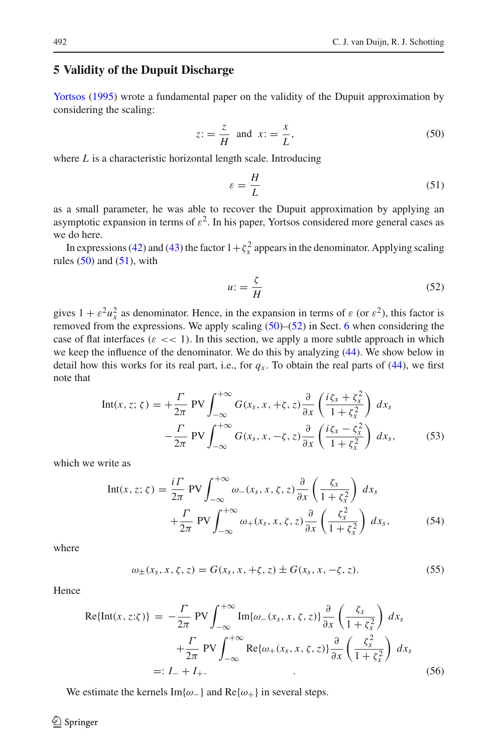## 5 Validity of the Dupuit Discharge

Yortsos (1995) wrote a fundamental paper on the validity of the Dupuit approximation by considering the scaling:

$$z := \frac{z}{H} \quad \text{and} \quad x := \frac{x}{L}, \tag{50}$$

where $L$ is a characteristic horizontal length scale. Introducing

$$\varepsilon = \frac{H}{L} \tag{51}$$

as a small parameter, he was able to recover the Dupuit approximation by applying an asymptotic expansion in terms of $\varepsilon^2$. In his paper, Yortsos considered more general cases as we do here.

In expressions (42) and (43) the factor $1+\zeta_x^2$ appears in the denominator. Applying scaling rules (50) and (51), with

$$u := \frac{\zeta}{H} \tag{52}$$

gives $1 + \varepsilon^2 u_x^2$ as denominator. Hence, in the expansion in terms of $\varepsilon$ (or $\varepsilon^2$), this factor is removed from the expressions. We apply scaling (50)–(52) in Sect. 6 when considering the case of flat interfaces ($\varepsilon << 1$). In this section, we apply a more subtle approach in which we keep the influence of the denominator. We do this by analyzing (44). We show below in detail how this works for its real part, i.e., for $q_x$. To obtain the real parts of (44), we first note that

$$\begin{aligned}
\text{Int}(x, z; \zeta) = &+\frac{\Gamma}{2\pi}\,\text{PV}\int_{-\infty}^{+\infty} G(x_s, x, +\zeta, z)\frac{\partial}{\partial x}\left(\frac{i\zeta_x + \zeta_x^2}{1+\zeta_x^2}\right)\, dx_s \\
&-\frac{\Gamma}{2\pi}\,\text{PV}\int_{-\infty}^{+\infty} G(x_s, x, -\zeta, z)\frac{\partial}{\partial x}\left(\frac{i\zeta_x - \zeta_x^2}{1+\zeta_x^2}\right)\, dx_s,
\end{aligned} \tag{53}$$

which we write as

$$\begin{aligned}
\text{Int}(x, z; \zeta) = &\frac{i\Gamma}{2\pi}\,\text{PV}\int_{-\infty}^{+\infty} \omega_-(x_s, x, \zeta, z)\frac{\partial}{\partial x}\left(\frac{\zeta_x}{1+\zeta_x^2}\right)\, dx_s \\
&+\frac{\Gamma}{2\pi}\,\text{PV}\int_{-\infty}^{+\infty} \omega_+(x_s, x, \zeta, z)\frac{\partial}{\partial x}\left(\frac{\zeta_x^2}{1+\zeta_x^2}\right)\, dx_s,
\end{aligned} \tag{54}$$

where

$$\omega_\pm(x_s, x, \zeta, z) = G(x_s, x, +\zeta, z) \pm G(x_s, x, -\zeta, z). \tag{55}$$

Hence

$$\begin{aligned}
\text{Re}\{\text{Int}(x, z{:}\zeta)\} = &-\frac{\Gamma}{2\pi}\,\text{PV}\int_{-\infty}^{+\infty} \text{Im}\{\omega_-(x_s, x, \zeta, z)\}\frac{\partial}{\partial x}\left(\frac{\zeta_x}{1+\zeta_x^2}\right)\, dx_s \\
&+\frac{\Gamma}{2\pi}\,\text{PV}\int_{-\infty}^{+\infty} \text{Re}\{\omega_+(x_s, x, \zeta, z)\}\frac{\partial}{\partial x}\left(\frac{\zeta_x^2}{1+\zeta_x^2}\right)\, dx_s \\
=: &\; I_- + I_+.
\end{aligned} \tag{56}$$

We estimate the kernels $\text{Im}\{\omega_-\}$ and $\text{Re}\{\omega_+\}$ in several steps.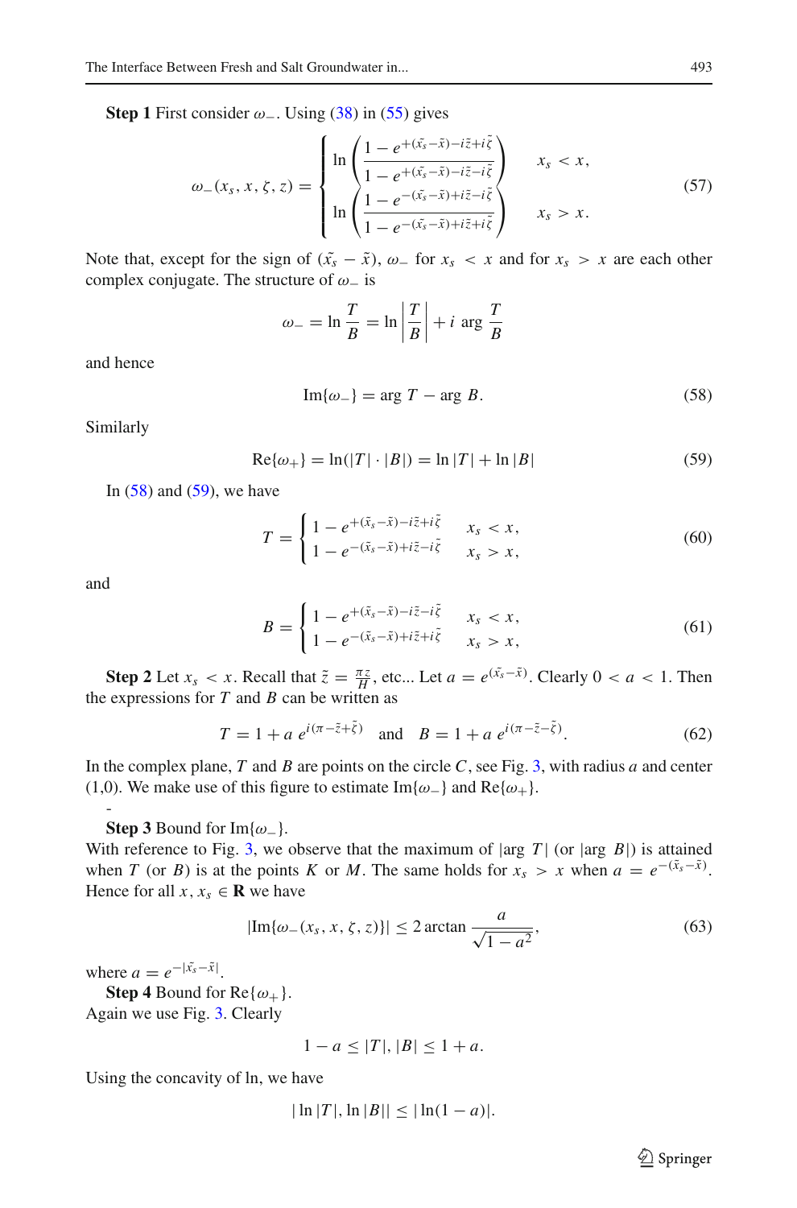**Step 1** First consider $\omega_-$. Using (38) in (55) gives

$$\omega_-(x_s, x, \zeta, z) = \begin{cases} \ln\left(\dfrac{1 - e^{+(\tilde{x_s}-\tilde{x})-i\tilde{z}+i\tilde{\zeta}}}{1 - e^{+(\tilde{x_s}-\tilde{x})-i\tilde{z}-i\tilde{\zeta}}}\right) & x_s < x, \\ \ln\left(\dfrac{1 - e^{-(\tilde{x_s}-\tilde{x})+i\tilde{z}-i\tilde{\zeta}}}{1 - e^{-(\tilde{x_s}-\tilde{x})+i\tilde{z}+i\tilde{\zeta}}}\right) & x_s > x. \end{cases} \tag{57}$$

Note that, except for the sign of $(\tilde{x_s} - \tilde{x})$, $\omega_-$ for $x_s < x$ and for $x_s > x$ are each other complex conjugate. The structure of $\omega_-$ is

$$\omega_- = \ln \frac{T}{B} = \ln \left|\frac{T}{B}\right| + i \arg \frac{T}{B}$$

and hence

$$\text{Im}\{\omega_-\} = \arg T - \arg B. \tag{58}$$

Similarly

$$\text{Re}\{\omega_+\} = \ln(|T| \cdot |B|) = \ln|T| + \ln|B| \tag{59}$$

In (58) and (59), we have

$$T = \begin{cases} 1 - e^{+(\tilde{x}_s-\tilde{x})-i\tilde{z}+i\tilde{\zeta}} & x_s < x, \\ 1 - e^{-(\tilde{x}_s-\tilde{x})+i\tilde{z}-i\tilde{\zeta}} & x_s > x, \end{cases} \tag{60}$$

and

$$B = \begin{cases} 1 - e^{+(\tilde{x}_s-\tilde{x})-i\tilde{z}-i\tilde{\zeta}} & x_s < x, \\ 1 - e^{-(\tilde{x}_s-\tilde{x})+i\tilde{z}+i\tilde{\zeta}} & x_s > x, \end{cases} \tag{61}$$

**Step 2** Let $x_s < x$. Recall that $\tilde{z} = \frac{\pi z}{H}$, etc... Let $a = e^{(\tilde{x_s}-\tilde{x})}$. Clearly $0 < a < 1$. Then the expressions for $T$ and $B$ can be written as

$$T = 1 + a\, e^{i(\pi-\tilde{z}+\tilde{\zeta})} \quad \text{and} \quad B = 1 + a\, e^{i(\pi-\tilde{z}-\tilde{\zeta})}. \tag{62}$$

In the complex plane, $T$ and $B$ are points on the circle $C$, see Fig. 3, with radius $a$ and center (1,0). We make use of this figure to estimate $\text{Im}\{\omega_-\}$ and $\text{Re}\{\omega_+\}$.

-

**Step 3** Bound for $\text{Im}\{\omega_-\}$.
With reference to Fig. 3, we observe that the maximum of $|\arg T|$ (or $|\arg B|$) is attained when $T$ (or $B$) is at the points $K$ or $M$. The same holds for $x_s > x$ when $a = e^{-(\tilde{x}_s-\tilde{x})}$. Hence for all $x, x_s \in \mathbf{R}$ we have

$$|\text{Im}\{\omega_-(x_s, x, \zeta, z)\}| \leq 2 \arctan \frac{a}{\sqrt{1-a^2}}, \tag{63}$$

where $a = e^{-|\tilde{x_s}-\tilde{x}|}$.

**Step 4** Bound for $\text{Re}\{\omega_+\}$.
Again we use Fig. 3. Clearly

$$1 - a \leq |T|, |B| \leq 1 + a.$$

Using the concavity of ln, we have

$$|\ln|T|, \ln|B|| \leq |\ln(1-a)|.$$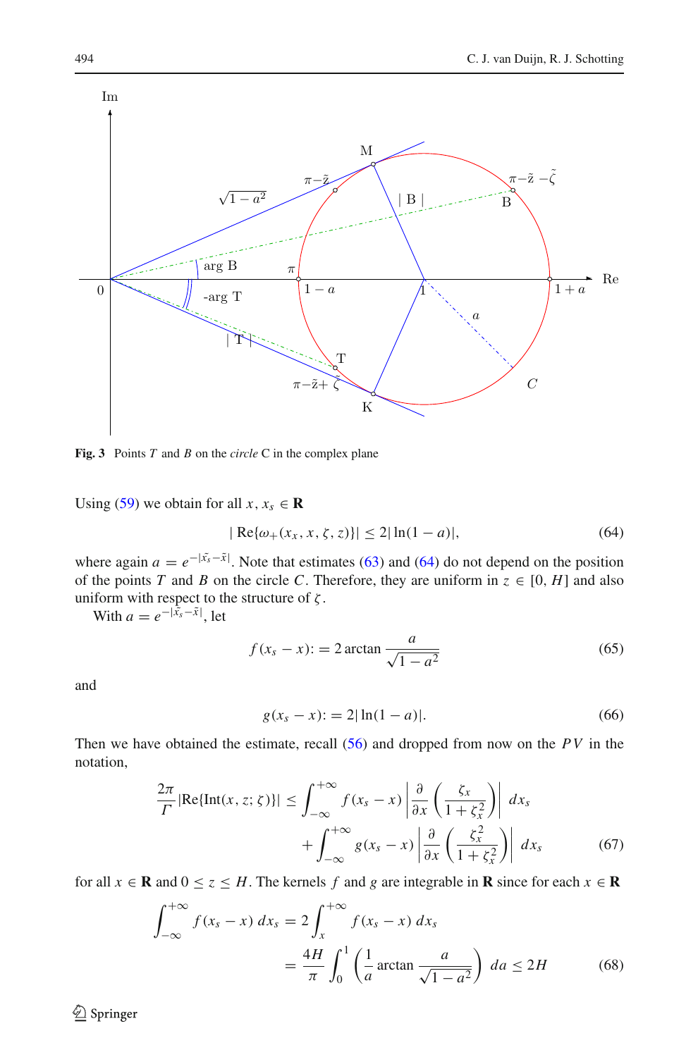**Fig. 3** Points $T$ and $B$ on the *circle* C in the complex plane

Using (59) we obtain for all $x, x_s \in \mathbf{R}$

$$|\,\mathrm{Re}\{\omega_+(x_x, x, \zeta, z)\}| \leq 2|\ln(1-a)|, \tag{64}$$

where again $a = e^{-|\tilde{x}_s - \tilde{x}|}$. Note that estimates (63) and (64) do not depend on the position of the points $T$ and $B$ on the circle $C$. Therefore, they are uniform in $z \in [0, H]$ and also uniform with respect to the structure of $\zeta$.

With $a = e^{-|\tilde{x}_s - \tilde{x}|}$, let

$$f(x_s - x) := 2 \arctan \frac{a}{\sqrt{1-a^2}} \tag{65}$$

and

$$g(x_s - x) := 2|\ln(1-a)|. \tag{66}$$

Then we have obtained the estimate, recall (56) and dropped from now on the $PV$ in the notation,

$$\frac{2\pi}{\Gamma}|\mathrm{Re}\{\mathrm{Int}(x, z; \zeta)\}| \leq \int_{-\infty}^{+\infty} f(x_s - x) \left| \frac{\partial}{\partial x}\left(\frac{\zeta_x}{1+\zeta_x^2}\right)\right| dx_s$$
$$+ \int_{-\infty}^{+\infty} g(x_s - x) \left| \frac{\partial}{\partial x}\left(\frac{\zeta_x^2}{1+\zeta_x^2}\right)\right| dx_s \tag{67}$$

for all $x \in \mathbf{R}$ and $0 \leq z \leq H$. The kernels $f$ and $g$ are integrable in $\mathbf{R}$ since for each $x \in \mathbf{R}$

$$\int_{-\infty}^{+\infty} f(x_s - x)\, dx_s = 2\int_{x}^{+\infty} f(x_s - x)\, dx_s$$
$$= \frac{4H}{\pi} \int_0^1 \left(\frac{1}{a} \arctan \frac{a}{\sqrt{1-a^2}}\right) da \leq 2H \tag{68}$$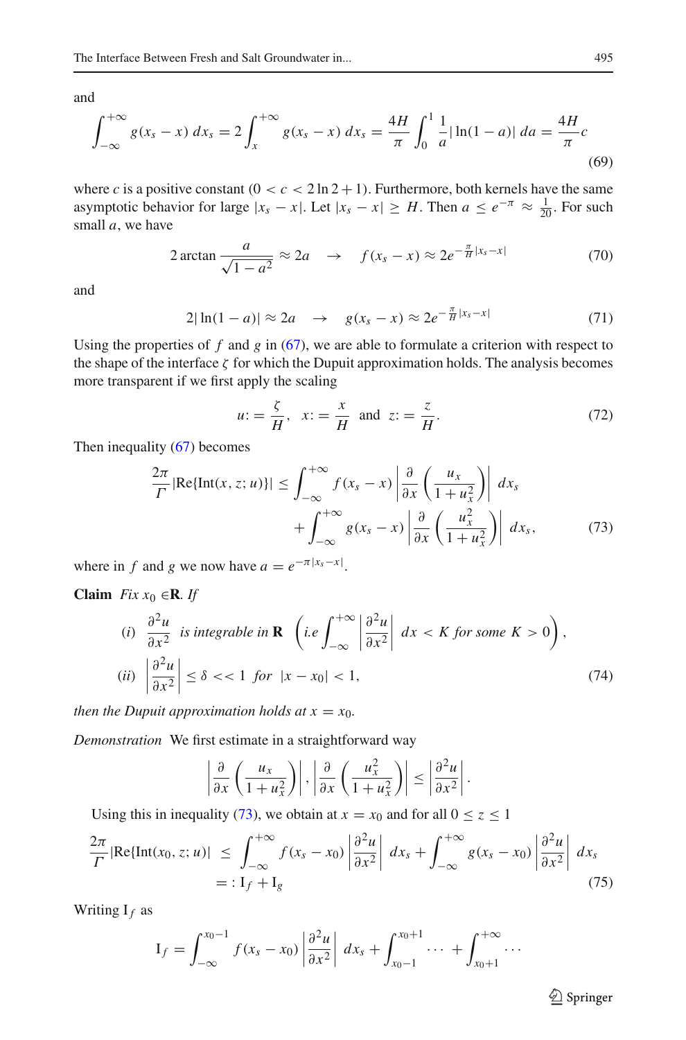and

$$\int_{-\infty}^{+\infty} g(x_s - x)\, dx_s = 2\int_{x}^{+\infty} g(x_s - x)\, dx_s = \frac{4H}{\pi}\int_0^1 \frac{1}{a}|\ln(1-a)|\, da = \frac{4H}{\pi}c \tag{69}$$

where $c$ is a positive constant ($0 < c < 2\ln 2 + 1$). Furthermore, both kernels have the same asymptotic behavior for large $|x_s - x|$. Let $|x_s - x| \geq H$. Then $a \leq e^{-\pi} \approx \frac{1}{20}$. For such small $a$, we have

$$2\arctan\frac{a}{\sqrt{1-a^2}} \approx 2a \quad \rightarrow \quad f(x_s - x) \approx 2e^{-\frac{\pi}{H}|x_s - x|} \tag{70}$$

and

$$2|\ln(1-a)| \approx 2a \quad \rightarrow \quad g(x_s - x) \approx 2e^{-\frac{\pi}{H}|x_s - x|} \tag{71}$$

Using the properties of $f$ and $g$ in (67), we are able to formulate a criterion with respect to the shape of the interface $\zeta$ for which the Dupuit approximation holds. The analysis becomes more transparent if we first apply the scaling

$$u := \frac{\zeta}{H}, \quad x := \frac{x}{H} \quad \text{and} \quad z := \frac{z}{H}. \tag{72}$$

Then inequality (67) becomes

$$\begin{aligned}\frac{2\pi}{\Gamma}|\text{Re}\{\text{Int}(x, z; u)\}| \leq & \int_{-\infty}^{+\infty} f(x_s - x)\left|\frac{\partial}{\partial x}\left(\frac{u_x}{1+u_x^2}\right)\right| dx_s \\ & + \int_{-\infty}^{+\infty} g(x_s - x)\left|\frac{\partial}{\partial x}\left(\frac{u_x^2}{1+u_x^2}\right)\right| dx_s,\end{aligned} \tag{73}$$

where in $f$ and $g$ we now have $a = e^{-\pi|x_s - x|}$.

**Claim** *Fix $x_0 \in \mathbf{R}$. If*

$$\begin{aligned}&(i) \ \ \frac{\partial^2 u}{\partial x^2} \ \textit{is integrable in } \mathbf{R} \ \left(\textit{i.e} \int_{-\infty}^{+\infty}\left|\frac{\partial^2 u}{\partial x^2}\right| dx < K \textit{ for some } K > 0\right), \\ &(ii) \ \left|\frac{\partial^2 u}{\partial x^2}\right| \leq \delta << 1 \ \textit{for} \ |x - x_0| < 1,\end{aligned} \tag{74}$$

*then the Dupuit approximation holds at $x = x_0$.*

*Demonstration* We first estimate in a straightforward way

$$\left|\frac{\partial}{\partial x}\left(\frac{u_x}{1+u_x^2}\right)\right|, \left|\frac{\partial}{\partial x}\left(\frac{u_x^2}{1+u_x^2}\right)\right| \leq \left|\frac{\partial^2 u}{\partial x^2}\right|.$$

Using this in inequality (73), we obtain at $x = x_0$ and for all $0 \leq z \leq 1$

$$\begin{aligned}\frac{2\pi}{\Gamma}|\text{Re}\{\text{Int}(x_0, z; u)| \ \leq \ & \int_{-\infty}^{+\infty} f(x_s - x_0)\left|\frac{\partial^2 u}{\partial x^2}\right| dx_s + \int_{-\infty}^{+\infty} g(x_s - x_0)\left|\frac{\partial^2 u}{\partial x^2}\right| dx_s \\ = : & \ \text{I}_f + \text{I}_g\end{aligned} \tag{75}$$

Writing $\text{I}_f$ as

$$\text{I}_f = \int_{-\infty}^{x_0 - 1} f(x_s - x_0)\left|\frac{\partial^2 u}{\partial x^2}\right| dx_s + \int_{x_0-1}^{x_0+1} \cdots + \int_{x_0+1}^{+\infty} \cdots$$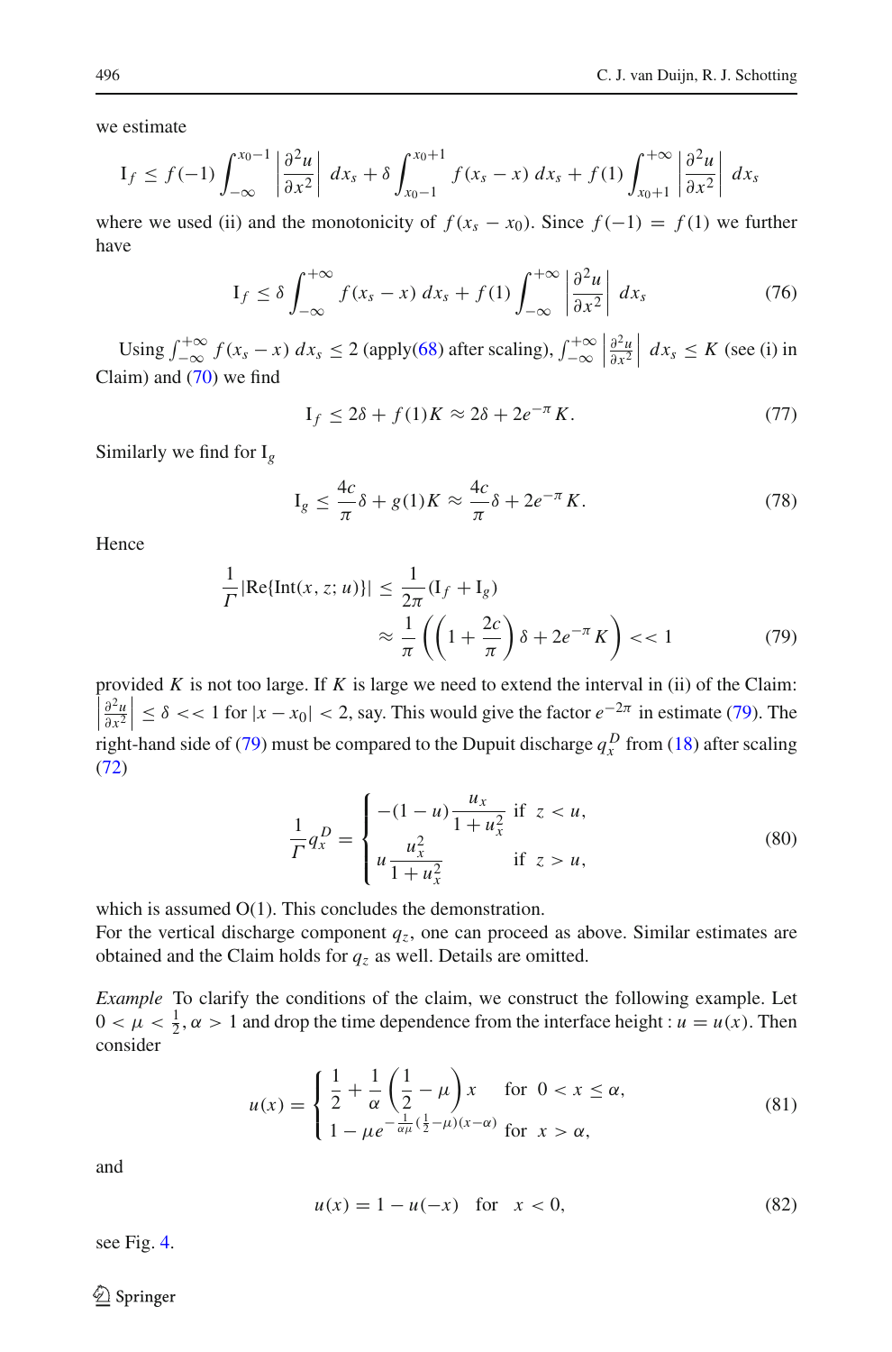we estimate

$$\mathrm{I}_f \leq f(-1) \int_{-\infty}^{x_0-1} \left| \frac{\partial^2 u}{\partial x^2} \right| \, dx_s + \delta \int_{x_0-1}^{x_0+1} f(x_s - x) \, dx_s + f(1) \int_{x_0+1}^{+\infty} \left| \frac{\partial^2 u}{\partial x^2} \right| \, dx_s$$

where we used (ii) and the monotonicity of $f(x_s - x_0)$. Since $f(-1) = f(1)$ we further have

$$\mathrm{I}_f \leq \delta \int_{-\infty}^{+\infty} f(x_s - x) \, dx_s + f(1) \int_{-\infty}^{+\infty} \left| \frac{\partial^2 u}{\partial x^2} \right| \, dx_s \tag{76}$$

Using $\int_{-\infty}^{+\infty} f(x_s - x) \, dx_s \leq 2$ (apply(68) after scaling), $\int_{-\infty}^{+\infty} \left| \frac{\partial^2 u}{\partial x^2} \right| \, dx_s \leq K$ (see (i) in Claim) and (70) we find

$$\mathrm{I}_f \leq 2\delta + f(1)K \approx 2\delta + 2e^{-\pi} K. \tag{77}$$

Similarly we find for $\mathrm{I}_g$

$$\mathrm{I}_g \leq \frac{4c}{\pi}\delta + g(1)K \approx \frac{4c}{\pi}\delta + 2e^{-\pi} K. \tag{78}$$

Hence

$$\begin{aligned} \frac{1}{\Gamma} |\mathrm{Re}\{\mathrm{Int}(x, z; u)\}| &\leq \frac{1}{2\pi}(\mathrm{I}_f + \mathrm{I}_g) \\ &\approx \frac{1}{\pi}\left(\left(1 + \frac{2c}{\pi}\right)\delta + 2e^{-\pi} K\right) << 1 \end{aligned} \tag{79}$$

provided $K$ is not too large. If $K$ is large we need to extend the interval in (ii) of the Claim: $\left|\frac{\partial^2 u}{\partial x^2}\right| \leq \delta << 1$ for $|x - x_0| < 2$, say. This would give the factor $e^{-2\pi}$ in estimate (79). The right-hand side of (79) must be compared to the Dupuit discharge $q_x^D$ from (18) after scaling (72)

$$\frac{1}{\Gamma} q_x^D = \begin{cases} -(1-u)\dfrac{u_x}{1+u_x^2} & \text{if } \; z < u, \\ u\dfrac{u_x^2}{1+u_x^2} & \text{if } \; z > u, \end{cases} \tag{80}$$

which is assumed O(1). This concludes the demonstration.
For the vertical discharge component $q_z$, one can proceed as above. Similar estimates are obtained and the Claim holds for $q_z$ as well. Details are omitted.

*Example* To clarify the conditions of the claim, we construct the following example. Let $0 < \mu < \frac{1}{2}, \alpha > 1$ and drop the time dependence from the interface height : $u = u(x)$. Then consider

$$u(x) = \begin{cases} \dfrac{1}{2} + \dfrac{1}{\alpha}\left(\dfrac{1}{2} - \mu\right)x & \text{for } \; 0 < x \leq \alpha, \\ 1 - \mu e^{-\frac{1}{\alpha\mu}\left(\frac{1}{2} - \mu\right)(x - \alpha)} & \text{for } \; x > \alpha, \end{cases} \tag{81}$$

and

$$u(x) = 1 - u(-x) \quad \text{for} \quad x < 0, \tag{82}$$

see Fig. 4.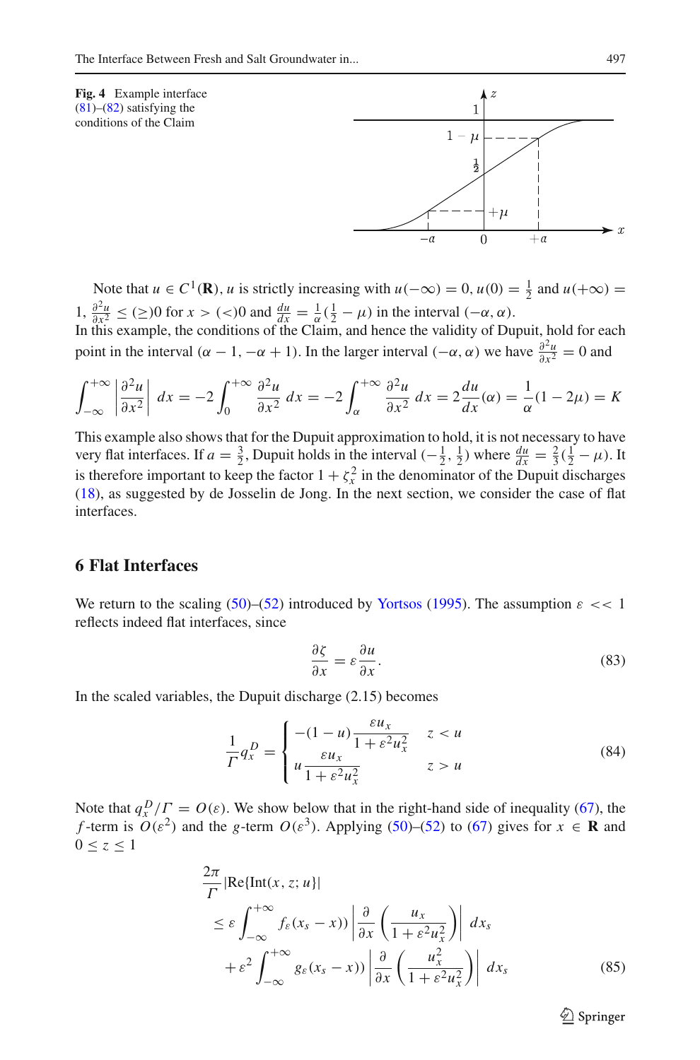**Fig. 4** Example interface (81)–(82) satisfying the conditions of the Claim

Note that $u \in C^1(\mathbf{R})$, $u$ is strictly increasing with $u(-\infty) = 0$, $u(0) = \frac{1}{2}$ and $u(+\infty) = 1$, $\frac{\partial^2 u}{\partial x^2} \le (\ge) 0$ for $x > (<) 0$ and $\frac{du}{dx} = \frac{1}{\alpha}(\frac{1}{2} - \mu)$ in the interval $(-\alpha, \alpha)$.
In this example, the conditions of the Claim, and hence the validity of Dupuit, hold for each point in the interval $(\alpha - 1, -\alpha + 1)$. In the larger interval $(-\alpha, \alpha)$ we have $\frac{\partial^2 u}{\partial x^2} = 0$ and

$$\int_{-\infty}^{+\infty} \left| \frac{\partial^2 u}{\partial x^2} \right| dx = -2 \int_{0}^{+\infty} \frac{\partial^2 u}{\partial x^2} \, dx = -2 \int_{\alpha}^{+\infty} \frac{\partial^2 u}{\partial x^2} \, dx = 2 \frac{du}{dx}(\alpha) = \frac{1}{\alpha}(1 - 2\mu) = K$$

This example also shows that for the Dupuit approximation to hold, it is not necessary to have very flat interfaces. If $a = \frac{3}{2}$, Dupuit holds in the interval $(-\frac{1}{2}, \frac{1}{2})$ where $\frac{du}{dx} = \frac{2}{3}(\frac{1}{2} - \mu)$. It is therefore important to keep the factor $1 + \zeta_x^2$ in the denominator of the Dupuit discharges (18), as suggested by de Josselin de Jong. In the next section, we consider the case of flat interfaces.

## 6 Flat Interfaces

We return to the scaling (50)–(52) introduced by Yortsos (1995). The assumption $\varepsilon << 1$ reflects indeed flat interfaces, since

$$\frac{\partial \zeta}{\partial x} = \varepsilon \frac{\partial u}{\partial x}. \tag{83}$$

In the scaled variables, the Dupuit discharge (2.15) becomes

$$\frac{1}{\Gamma} q_x^D = \begin{cases} -(1-u) \dfrac{\varepsilon u_x}{1 + \varepsilon^2 u_x^2} & z < u \\ u \dfrac{\varepsilon u_x}{1 + \varepsilon^2 u_x^2} & z > u \end{cases} \tag{84}$$

Note that $q_x^D / \Gamma = O(\varepsilon)$. We show below that in the right-hand side of inequality (67), the $f$-term is $O(\varepsilon^2)$ and the $g$-term $O(\varepsilon^3)$. Applying (50)–(52) to (67) gives for $x \in \mathbf{R}$ and $0 \le z \le 1$

$$\begin{aligned} &\frac{2\pi}{\Gamma} |\mathrm{Re}\{\mathrm{Int}(x, z; u\}| \\ &\le \varepsilon \int_{-\infty}^{+\infty} f_\varepsilon(x_s - x)) \left| \frac{\partial}{\partial x} \left( \frac{u_x}{1 + \varepsilon^2 u_x^2} \right) \right| dx_s \\ &\quad + \varepsilon^2 \int_{-\infty}^{+\infty} g_\varepsilon(x_s - x)) \left| \frac{\partial}{\partial x} \left( \frac{u_x^2}{1 + \varepsilon^2 u_x^2} \right) \right| dx_s \end{aligned} \tag{85}$$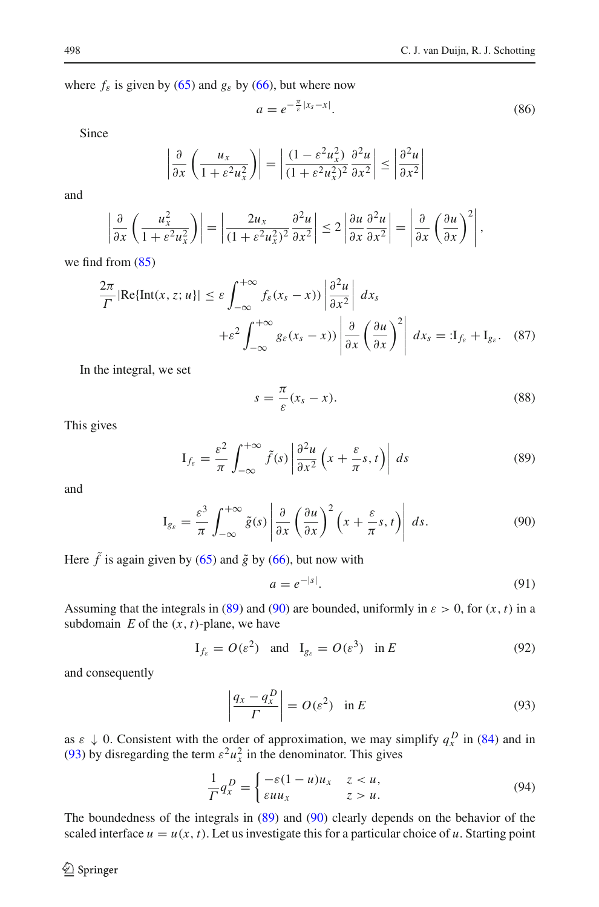where $f_\varepsilon$ is given by (65) and $g_\varepsilon$ by (66), but where now

$$a = e^{-\frac{\pi}{\varepsilon}|x_s - x|}. \tag{86}$$

Since

$$\left| \frac{\partial}{\partial x} \left( \frac{u_x}{1+\varepsilon^2 u_x^2} \right) \right| = \left| \frac{(1-\varepsilon^2 u_x^2)}{(1+\varepsilon^2 u_x^2)^2} \frac{\partial^2 u}{\partial x^2} \right| \leq \left| \frac{\partial^2 u}{\partial x^2} \right|$$

and

$$\left| \frac{\partial}{\partial x} \left( \frac{u_x^2}{1+\varepsilon^2 u_x^2} \right) \right| = \left| \frac{2u_x}{(1+\varepsilon^2 u_x^2)^2} \frac{\partial^2 u}{\partial x^2} \right| \leq 2 \left| \frac{\partial u}{\partial x} \frac{\partial^2 u}{\partial x^2} \right| = \left| \frac{\partial}{\partial x} \left( \frac{\partial u}{\partial x} \right)^2 \right|,$$

we find from (85)

$$\begin{aligned} \frac{2\pi}{\Gamma} |\mathrm{Re}\{\mathrm{Int}(x, z; u\}| \leq \varepsilon \int_{-\infty}^{+\infty} f_\varepsilon(x_s - x)) \left| \frac{\partial^2 u}{\partial x^2} \right| \, dx_s \\ + \varepsilon^2 \int_{-\infty}^{+\infty} g_\varepsilon(x_s - x)) \left| \frac{\partial}{\partial x} \left( \frac{\partial u}{\partial x} \right)^2 \right| \, dx_s =: \mathrm{I}_{f_\varepsilon} + \mathrm{I}_{g_\varepsilon}. \end{aligned} \tag{87}$$

In the integral, we set

$$s = \frac{\pi}{\varepsilon}(x_s - x). \tag{88}$$

This gives

$$\mathrm{I}_{f_\varepsilon} = \frac{\varepsilon^2}{\pi} \int_{-\infty}^{+\infty} \tilde{f}(s) \left| \frac{\partial^2 u}{\partial x^2} \left( x + \frac{\varepsilon}{\pi} s, t \right) \right| \, ds \tag{89}$$

and

$$\mathrm{I}_{g_\varepsilon} = \frac{\varepsilon^3}{\pi} \int_{-\infty}^{+\infty} \tilde{g}(s) \left| \frac{\partial}{\partial x} \left( \frac{\partial u}{\partial x} \right)^2 \left( x + \frac{\varepsilon}{\pi} s, t \right) \right| \, ds. \tag{90}$$

Here $\tilde{f}$ is again given by (65) and $\tilde{g}$ by (66), but now with

$$a = e^{-|s|}. \tag{91}$$

Assuming that the integrals in (89) and (90) are bounded, uniformly in $\varepsilon > 0$, for $(x, t)$ in a subdomain $E$ of the $(x, t)$-plane, we have

$$\mathrm{I}_{f_\varepsilon} = O(\varepsilon^2) \quad \text{and} \quad \mathrm{I}_{g_\varepsilon} = O(\varepsilon^3) \quad \text{in } E \tag{92}$$

and consequently

$$\left| \frac{q_x - q_x^D}{\Gamma} \right| = O(\varepsilon^2) \quad \text{in } E \tag{93}$$

as $\varepsilon \downarrow 0$. Consistent with the order of approximation, we may simplify $q_x^D$ in (84) and in (93) by disregarding the term $\varepsilon^2 u_x^2$ in the denominator. This gives

$$\frac{1}{\Gamma} q_x^D = \begin{cases} -\varepsilon(1-u)u_x & z < u, \\ \varepsilon u u_x & z > u. \end{cases} \tag{94}$$

The boundedness of the integrals in (89) and (90) clearly depends on the behavior of the scaled interface $u = u(x, t)$. Let us investigate this for a particular choice of $u$. Starting point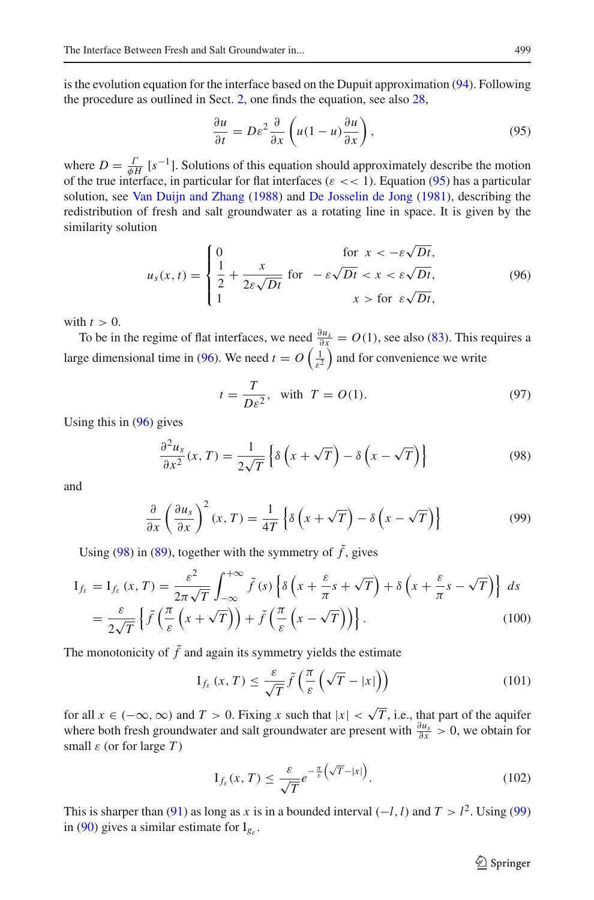is the evolution equation for the interface based on the Dupuit approximation (94). Following the procedure as outlined in Sect. 2, one finds the equation, see also 28,

$$\frac{\partial u}{\partial t} = D\varepsilon^2 \frac{\partial}{\partial x}\left(u(1-u)\frac{\partial u}{\partial x}\right), \tag{95}$$

where $D = \frac{\Gamma}{\phi H}$ $[s^{-1}]$. Solutions of this equation should approximately describe the motion of the true interface, in particular for flat interfaces ($\varepsilon << 1$). Equation (95) has a particular solution, see Van Duijn and Zhang (1988) and De Josselin de Jong (1981), describing the redistribution of fresh and salt groundwater as a rotating line in space. It is given by the similarity solution

$$u_s(x,t) = \begin{cases} 0 & \text{for } \; x < -\varepsilon\sqrt{Dt}, \\ \dfrac{1}{2} + \dfrac{x}{2\varepsilon\sqrt{Dt}} & \text{for } \; -\varepsilon\sqrt{Dt} < x < \varepsilon\sqrt{Dt}, \\ 1 & x > \text{for } \; \varepsilon\sqrt{Dt}, \end{cases} \tag{96}$$

with $t > 0$.

To be in the regime of flat interfaces, we need $\frac{\partial u_s}{\partial x} = O(1)$, see also (83). This requires a large dimensional time in (96). We need $t = O\left(\frac{1}{\varepsilon^2}\right)$ and for convenience we write

$$t = \frac{T}{D\varepsilon^2}, \quad \text{with} \;\; T = O(1). \tag{97}$$

Using this in (96) gives

$$\frac{\partial^2 u_s}{\partial x^2}(x,T) = \frac{1}{2\sqrt{T}}\left\{\delta\left(x+\sqrt{T}\right) - \delta\left(x-\sqrt{T}\right)\right\} \tag{98}$$

and

$$\frac{\partial}{\partial x}\left(\frac{\partial u_s}{\partial x}\right)^2(x,T) = \frac{1}{4T}\left\{\delta\left(x+\sqrt{T}\right) - \delta\left(x-\sqrt{T}\right)\right\} \tag{99}$$

Using (98) in (89), together with the symmetry of $\tilde{f}$, gives

$$\begin{aligned} \mathrm{I}_{f_\varepsilon} = \mathrm{I}_{f_\varepsilon}(x,T) &= \frac{\varepsilon^2}{2\pi\sqrt{T}}\int_{-\infty}^{+\infty} \tilde{f}(s)\left\{\delta\left(x+\frac{\varepsilon}{\pi}s+\sqrt{T}\right) + \delta\left(x+\frac{\varepsilon}{\pi}s-\sqrt{T}\right)\right\} ds \\ &= \frac{\varepsilon}{2\sqrt{T}}\left\{\tilde{f}\left(\frac{\pi}{\varepsilon}\left(x+\sqrt{T}\right)\right) + \tilde{f}\left(\frac{\pi}{\varepsilon}\left(x-\sqrt{T}\right)\right)\right\}. \end{aligned} \tag{100}$$

The monotonicity of $\tilde{f}$ and again its symmetry yields the estimate

$$\mathrm{I}_{f_\varepsilon}(x,T) \leq \frac{\varepsilon}{\sqrt{T}}\tilde{f}\left(\frac{\pi}{\varepsilon}\left(\sqrt{T}-|x|\right)\right) \tag{101}$$

for all $x \in (-\infty, \infty)$ and $T > 0$. Fixing $x$ such that $|x| < \sqrt{T}$, i.e., that part of the aquifer where both fresh groundwater and salt groundwater are present with $\frac{\partial u_s}{\partial x} > 0$, we obtain for small $\varepsilon$ (or for large $T$)

$$\mathrm{I}_{f_\varepsilon}(x,T) \leq \frac{\varepsilon}{\sqrt{T}} e^{-\frac{\pi}{\varepsilon}\left(\sqrt{T}-|x|\right)}. \tag{102}$$

This is sharper than (91) as long as $x$ is in a bounded interval $(-l, l)$ and $T > l^2$. Using (99) in (90) gives a similar estimate for $\mathrm{I}_{g_\varepsilon}$.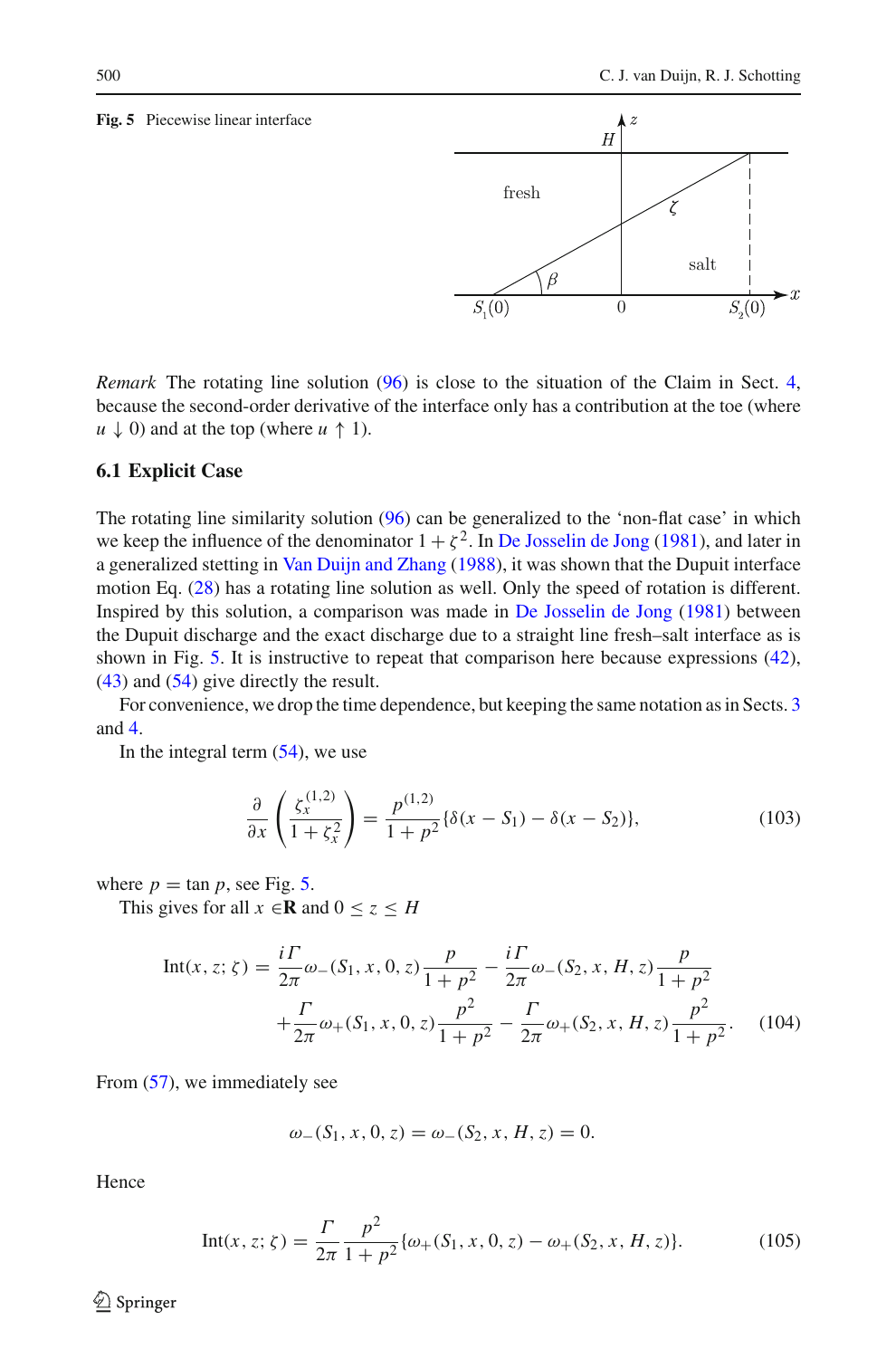**Fig. 5** Piecewise linear interface

*Remark* The rotating line solution (96) is close to the situation of the Claim in Sect. 4, because the second-order derivative of the interface only has a contribution at the toe (where $u \downarrow 0$) and at the top (where $u \uparrow 1$).

### 6.1 Explicit Case

The rotating line similarity solution (96) can be generalized to the 'non-flat case' in which we keep the influence of the denominator $1 + \zeta^2$. In De Josselin de Jong (1981), and later in a generalized stetting in Van Duijn and Zhang (1988), it was shown that the Dupuit interface motion Eq. (28) has a rotating line solution as well. Only the speed of rotation is different. Inspired by this solution, a comparison was made in De Josselin de Jong (1981) between the Dupuit discharge and the exact discharge due to a straight line fresh–salt interface as is shown in Fig. 5. It is instructive to repeat that comparison here because expressions (42), (43) and (54) give directly the result.

For convenience, we drop the time dependence, but keeping the same notation as in Sects. 3 and 4.

In the integral term (54), we use

$$\frac{\partial}{\partial x}\left(\frac{\zeta_x^{(1,2)}}{1+\zeta_x^2}\right) = \frac{p^{(1,2)}}{1+p^2}\{\delta(x-S_1) - \delta(x-S_2)\}, \tag{103}$$

where $p = \tan p$, see Fig. 5.

This gives for all $x \in \mathbf{R}$ and $0 \leq z \leq H$

$$\begin{aligned}\mathrm{Int}(x, z; \zeta) = {} & \frac{i\Gamma}{2\pi}\omega_-(S_1, x, 0, z)\frac{p}{1+p^2} - \frac{i\Gamma}{2\pi}\omega_-(S_2, x, H, z)\frac{p}{1+p^2} \\ & + \frac{\Gamma}{2\pi}\omega_+(S_1, x, 0, z)\frac{p^2}{1+p^2} - \frac{\Gamma}{2\pi}\omega_+(S_2, x, H, z)\frac{p^2}{1+p^2}.\end{aligned} \tag{104}$$

From (57), we immediately see

$$\omega_-(S_1, x, 0, z) = \omega_-(S_2, x, H, z) = 0.$$

Hence

$$\mathrm{Int}(x, z; \zeta) = \frac{\Gamma}{2\pi}\frac{p^2}{1+p^2}\{\omega_+(S_1, x, 0, z) - \omega_+(S_2, x, H, z)\}. \tag{105}$$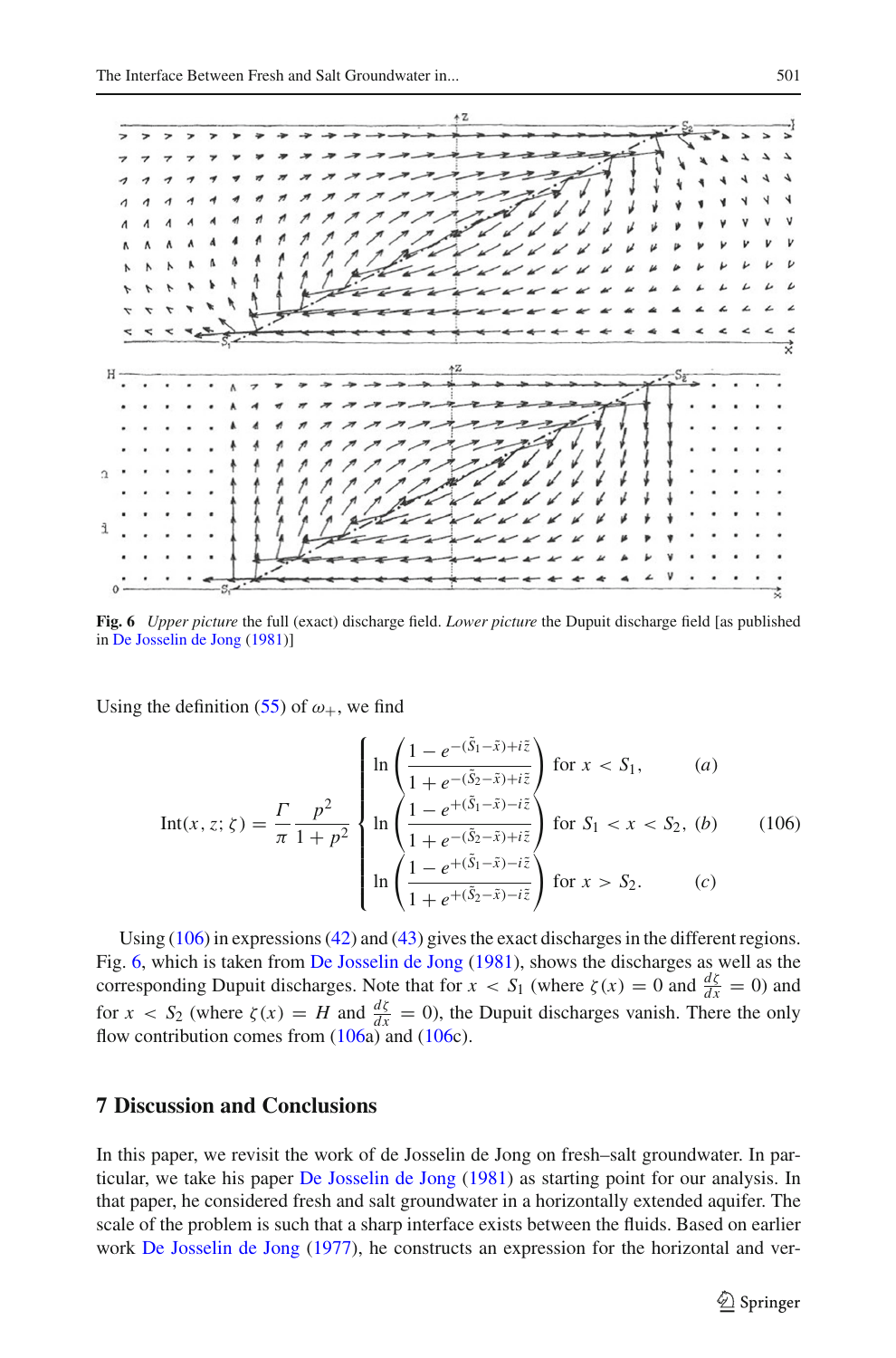**Fig. 6** *Upper picture* the full (exact) discharge field. *Lower picture* the Dupuit discharge field [as published in De Josselin de Jong (1981)]

Using the definition (55) of $\omega_+$, we find

$$
\mathrm{Int}(x, z; \zeta) = \frac{\Gamma}{\pi}\frac{p^2}{1+p^2}\begin{cases}
\ln\left(\dfrac{1 - e^{-(\tilde{S}_1-\tilde{x})+i\tilde{z}}}{1 + e^{-(\tilde{S}_2-\tilde{x})+i\tilde{z}}}\right) & \text{for } x < S_1, \qquad (a)\\[2ex]
\ln\left(\dfrac{1 - e^{+(\tilde{S}_1-\tilde{x})-i\tilde{z}}}{1 + e^{-(\tilde{S}_2-\tilde{x})+i\tilde{z}}}\right) & \text{for } S_1 < x < S_2, \ (b)\\[2ex]
\ln\left(\dfrac{1 - e^{+(\tilde{S}_1-\tilde{x})-i\tilde{z}}}{1 + e^{+(\tilde{S}_2-\tilde{x})-i\tilde{z}}}\right) & \text{for } x > S_2. \qquad (c)
\end{cases} \tag{106}
$$

Using (106) in expressions (42) and (43) gives the exact discharges in the different regions. Fig. 6, which is taken from De Josselin de Jong (1981), shows the discharges as well as the corresponding Dupuit discharges. Note that for $x < S_1$ (where $\zeta(x) = 0$ and $\frac{d\zeta}{dx} = 0$) and for $x < S_2$ (where $\zeta(x) = H$ and $\frac{d\zeta}{dx} = 0$), the Dupuit discharges vanish. There the only flow contribution comes from (106a) and (106c).

## 7 Discussion and Conclusions

In this paper, we revisit the work of de Josselin de Jong on fresh–salt groundwater. In particular, we take his paper De Josselin de Jong (1981) as starting point for our analysis. In that paper, he considered fresh and salt groundwater in a horizontally extended aquifer. The scale of the problem is such that a sharp interface exists between the fluids. Based on earlier work De Josselin de Jong (1977), he constructs an expression for the horizontal and ver-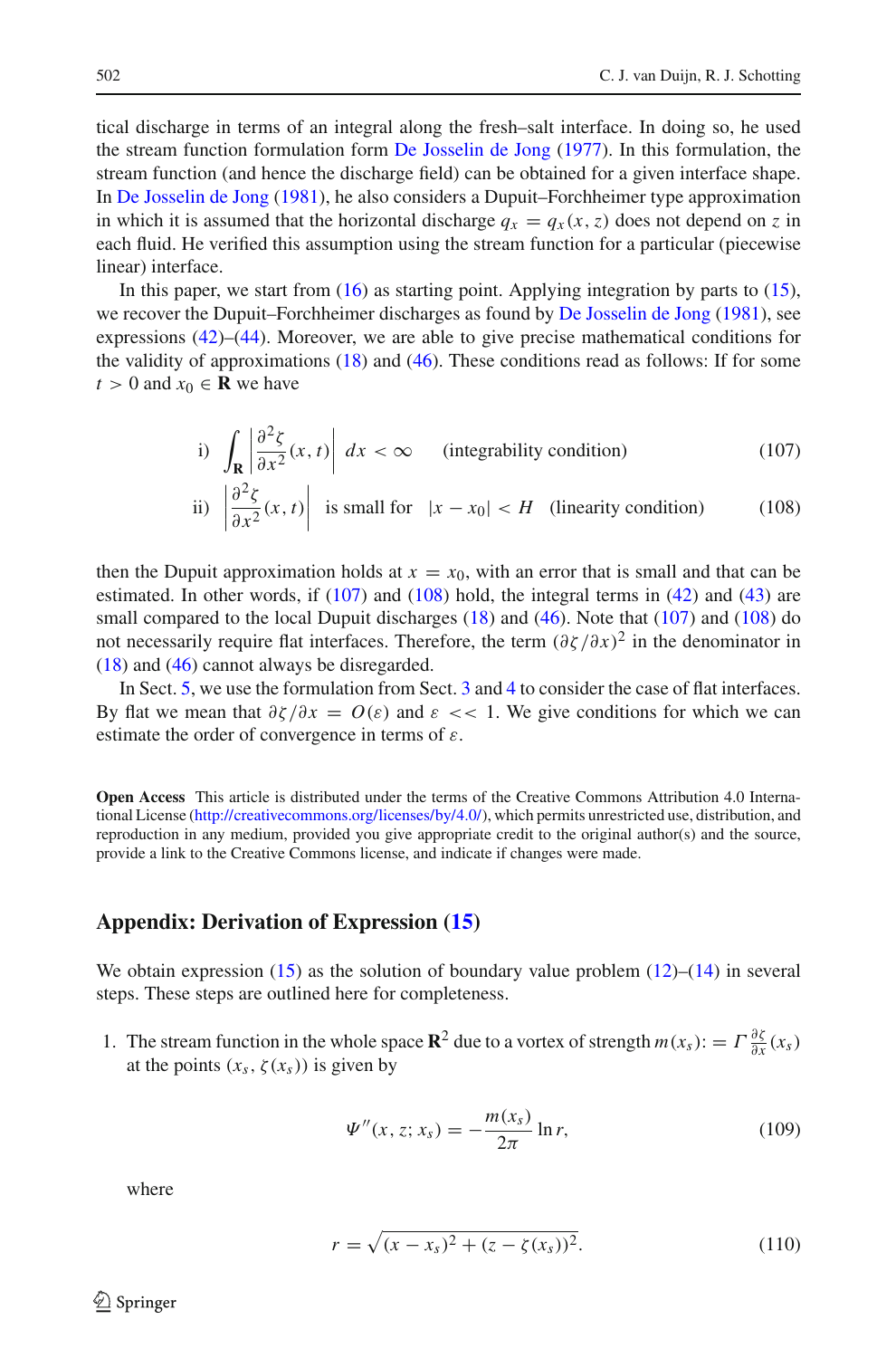tical discharge in terms of an integral along the fresh–salt interface. In doing so, he used the stream function formulation form De Josselin de Jong (1977). In this formulation, the stream function (and hence the discharge field) can be obtained for a given interface shape. In De Josselin de Jong (1981), he also considers a Dupuit–Forchheimer type approximation in which it is assumed that the horizontal discharge $q_x = q_x(x, z)$ does not depend on $z$ in each fluid. He verified this assumption using the stream function for a particular (piecewise linear) interface.

In this paper, we start from (16) as starting point. Applying integration by parts to (15), we recover the Dupuit–Forchheimer discharges as found by De Josselin de Jong (1981), see expressions (42)–(44). Moreover, we are able to give precise mathematical conditions for the validity of approximations (18) and (46). These conditions read as follows: If for some $t > 0$ and $x_0 \in \mathbf{R}$ we have

$$\text{i)} \quad \int_{\mathbf{R}} \left| \frac{\partial^2 \zeta}{\partial x^2}(x, t) \right| \, dx < \infty \qquad \text{(integrability condition)} \tag{107}$$

$$\text{ii)} \quad \left| \frac{\partial^2 \zeta}{\partial x^2}(x, t) \right| \quad \text{is small for} \quad |x - x_0| < H \quad \text{(linearity condition)} \tag{108}$$

then the Dupuit approximation holds at $x = x_0$, with an error that is small and that can be estimated. In other words, if (107) and (108) hold, the integral terms in (42) and (43) are small compared to the local Dupuit discharges (18) and (46). Note that (107) and (108) do not necessarily require flat interfaces. Therefore, the term $(\partial \zeta / \partial x)^2$ in the denominator in (18) and (46) cannot always be disregarded.

In Sect. 5, we use the formulation from Sect. 3 and 4 to consider the case of flat interfaces. By flat we mean that $\partial \zeta / \partial x = O(\varepsilon)$ and $\varepsilon << 1$. We give conditions for which we can estimate the order of convergence in terms of $\varepsilon$.

**Open Access** This article is distributed under the terms of the Creative Commons Attribution 4.0 International License (http://creativecommons.org/licenses/by/4.0/), which permits unrestricted use, distribution, and reproduction in any medium, provided you give appropriate credit to the original author(s) and the source, provide a link to the Creative Commons license, and indicate if changes were made.

## Appendix: Derivation of Expression (15)

We obtain expression (15) as the solution of boundary value problem (12)–(14) in several steps. These steps are outlined here for completeness.

1. The stream function in the whole space $\mathbf{R}^2$ due to a vortex of strength $m(x_s) := \Gamma \frac{\partial \zeta}{\partial x}(x_s)$ at the points $(x_s, \zeta(x_s))$ is given by

$$\Psi''(x, z; x_s) = -\frac{m(x_s)}{2\pi} \ln r, \tag{109}$$

where

$$r = \sqrt{(x - x_s)^2 + (z - \zeta(x_s))^2}. \tag{110}$$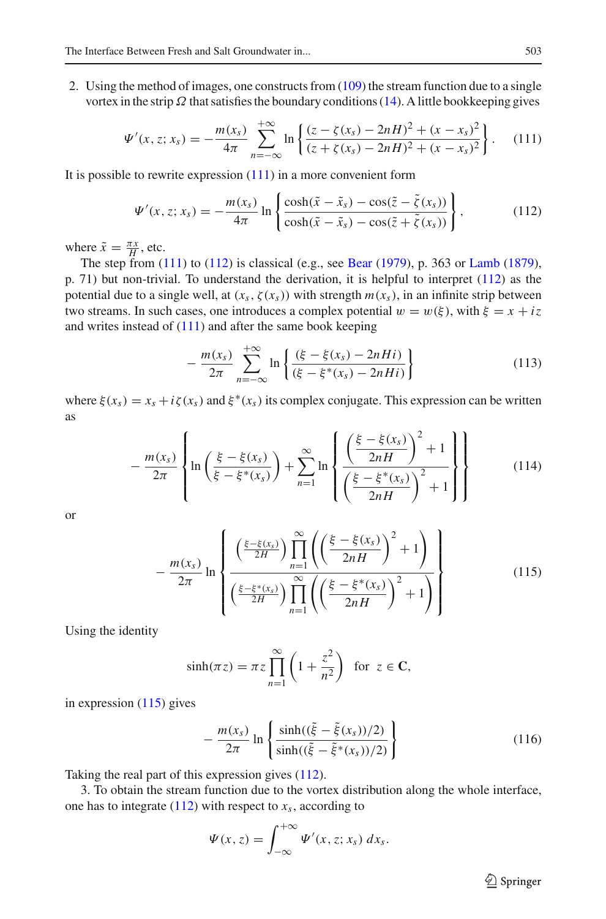2. Using the method of images, one constructs from (109) the stream function due to a single vortex in the strip $\Omega$ that satisfies the boundary conditions (14). A little bookkeeping gives

$$\Psi'(x, z; x_s) = -\frac{m(x_s)}{4\pi} \sum_{n=-\infty}^{+\infty} \ln \left\{ \frac{(z - \zeta(x_s) - 2nH)^2 + (x - x_s)^2}{(z + \zeta(x_s) - 2nH)^2 + (x - x_s)^2} \right\}. \tag{111}$$

It is possible to rewrite expression (111) in a more convenient form

$$\Psi'(x, z; x_s) = -\frac{m(x_s)}{4\pi} \ln \left\{ \frac{\cosh(\tilde{x} - \tilde{x}_s) - \cos(\tilde{z} - \tilde{\zeta}(x_s))}{\cosh(\tilde{x} - \tilde{x}_s) - \cos(\tilde{z} + \tilde{\zeta}(x_s))} \right\}, \tag{112}$$

where $\tilde{x} = \frac{\pi x}{H}$, etc.

The step from (111) to (112) is classical (e.g., see Bear (1979), p. 363 or Lamb (1879), p. 71) but non-trivial. To understand the derivation, it is helpful to interpret (112) as the potential due to a single well, at $(x_s, \zeta(x_s))$ with strength $m(x_s)$, in an infinite strip between two streams. In such cases, one introduces a complex potential $w = w(\xi)$, with $\xi = x + iz$ and writes instead of (111) and after the same book keeping

$$-\frac{m(x_s)}{2\pi} \sum_{n=-\infty}^{+\infty} \ln \left\{ \frac{(\xi - \xi(x_s) - 2nHi)}{(\xi - \xi^*(x_s) - 2nHi)} \right\} \tag{113}$$

where $\xi(x_s) = x_s + i\zeta(x_s)$ and $\xi^*(x_s)$ its complex conjugate. This expression can be written as

$$-\frac{m(x_s)}{2\pi} \left\{ \ln \left( \frac{\xi - \xi(x_s)}{\xi - \xi^*(x_s)} \right) + \sum_{n=1}^{\infty} \ln \left\{ \frac{\left( \frac{\xi - \xi(x_s)}{2nH} \right)^2 + 1}{\left( \frac{\xi - \xi^*(x_s)}{2nH} \right)^2 + 1} \right\} \right\} \tag{114}$$

or

$$-\frac{m(x_s)}{2\pi} \ln \left\{ \frac{\left( \frac{\xi - \xi(x_s)}{2H} \right) \prod_{n=1}^{\infty} \left( \left( \frac{\xi - \xi(x_s)}{2nH} \right)^2 + 1 \right)}{\left( \frac{\xi - \xi^*(x_s)}{2H} \right) \prod_{n=1}^{\infty} \left( \left( \frac{\xi - \xi^*(x_s)}{2nH} \right)^2 + 1 \right)} \right\} \tag{115}$$

Using the identity

$$\sinh(\pi z) = \pi z \prod_{n=1}^{\infty} \left( 1 + \frac{z^2}{n^2} \right) \quad \text{for} \quad z \in \mathbf{C},$$

in expression (115) gives

$$-\frac{m(x_s)}{2\pi} \ln \left\{ \frac{\sinh((\tilde{\xi} - \tilde{\xi}(x_s))/2)}{\sinh((\tilde{\xi} - \tilde{\xi}^*(x_s))/2)} \right\} \tag{116}$$

Taking the real part of this expression gives (112).

3. To obtain the stream function due to the vortex distribution along the whole interface, one has to integrate (112) with respect to $x_s$, according to

$$\Psi(x, z) = \int_{-\infty}^{+\infty} \Psi'(x, z; x_s)\, dx_s.$$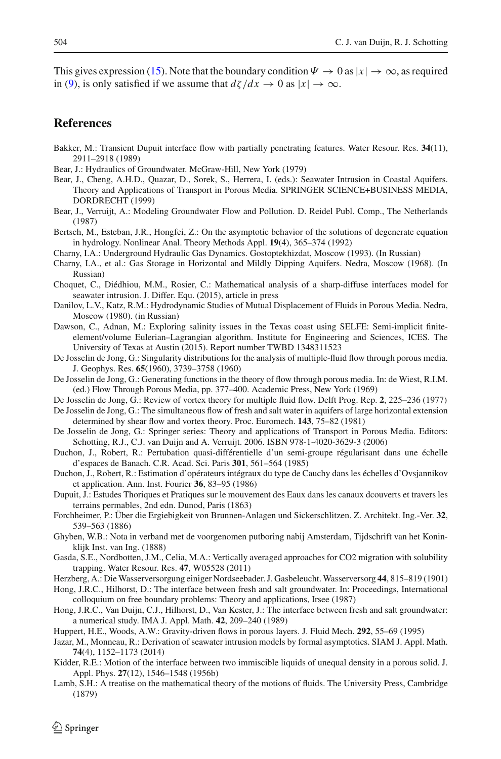This gives expression (15). Note that the boundary condition $\Psi \to 0$ as $|x| \to \infty$, as required in (9), is only satisfied if we assume that $d\zeta/dx \to 0$ as $|x| \to \infty$.

## References

Bakker, M.: Transient Dupuit interface flow with partially penetrating features. Water Resour. Res. **34**(11), 2911–2918 (1989)

Bear, J.: Hydraulics of Groundwater. McGraw-Hill, New York (1979)

Bear, J., Cheng, A.H.D., Quazar, D., Sorek, S., Herrera, I. (eds.): Seawater Intrusion in Coastal Aquifers. Theory and Applications of Transport in Porous Media. SPRINGER SCIENCE+BUSINESS MEDIA, DORDRECHT (1999)

Bear, J., Verruijt, A.: Modeling Groundwater Flow and Pollution. D. Reidel Publ. Comp., The Netherlands (1987)

Bertsch, M., Esteban, J.R., Hongfei, Z.: On the asymptotic behavior of the solutions of degenerate equation in hydrology. Nonlinear Anal. Theory Methods Appl. **19**(4), 365–374 (1992)

Charny, I.A.: Underground Hydraulic Gas Dynamics. Gostoptekhizdat, Moscow (1993). (In Russian)

Charny, I.A., et al.: Gas Storage in Horizontal and Mildly Dipping Aquifers. Nedra, Moscow (1968). (In Russian)

Choquet, C., Diédhiou, M.M., Rosier, C.: Mathematical analysis of a sharp-diffuse interfaces model for seawater intrusion. J. Differ. Equ. (2015), article in press

Danilov, L.V., Katz, R.M.: Hydrodynamic Studies of Mutual Displacement of Fluids in Porous Media. Nedra, Moscow (1980). (in Russian)

Dawson, C., Adnan, M.: Exploring salinity issues in the Texas coast using SELFE: Semi-implicit finite-element/volume Eulerian–Lagrangian algorithm. Institute for Engineering and Sciences, ICES. The University of Texas at Austin (2015). Report number TWBD 1348311523

De Josselin de Jong, G.: Singularity distributions for the analysis of multiple-fluid flow through porous media. J. Geophys. Res. **65**(1960), 3739–3758 (1960)

De Josselin de Jong, G.: Generating functions in the theory of flow through porous media. In: de Wiest, R.I.M. (ed.) Flow Through Porous Media, pp. 377–400. Academic Press, New York (1969)

De Josselin de Jong, G.: Review of vortex theory for multiple fluid flow. Delft Prog. Rep. **2**, 225–236 (1977)

De Josselin de Jong, G.: The simultaneous flow of fresh and salt water in aquifers of large horizontal extension determined by shear flow and vortex theory. Proc. Euromech. **143**, 75–82 (1981)

De Josselin de Jong, G.: Springer series: Theory and applications of Transport in Porous Media. Editors: Schotting, R.J., C.J. van Duijn and A. Verruijt. 2006. ISBN 978-1-4020-3629-3 (2006)

Duchon, J., Robert, R.: Pertubation quasi-différentielle d'un semi-groupe régularisant dans une échelle d'espaces de Banach. C.R. Acad. Sci. Paris **301**, 561–564 (1985)

Duchon, J., Robert, R.: Estimation d'opérateurs intégraux du type de Cauchy dans les échelles d'Ovsjannikov et application. Ann. Inst. Fourier **36**, 83–95 (1986)

Dupuit, J.: Estudes Thoriques et Pratiques sur le mouvement des Eaux dans les canaux dcouverts et travers les terrains permables, 2nd edn. Dunod, Paris (1863)

Forchheimer, P.: Über die Ergiebigkeit von Brunnen-Anlagen und Sickerschlitzen. Z. Architekt. Ing.-Ver. **32**, 539–563 (1886)

Ghyben, W.B.: Nota in verband met de voorgenomen putboring nabij Amsterdam, Tijdschrift van het Koninklijk Inst. van Ing. (1888)

Gasda, S.E., Nordbotten, J.M., Celia, M.A.: Vertically averaged approaches for CO2 migration with solubility trapping. Water Resour. Res. **47**, W05528 (2011)

Herzberg, A.: Die Wasserversorgung einiger Nordseebader. J. Gasbeleucht. Wasserversorg **44**, 815–819 (1901)

Hong, J.R.C., Hilhorst, D.: The interface between fresh and salt groundwater. In: Proceedings, International colloquium on free boundary problems: Theory and applications, Irsee (1987)

Hong, J.R.C., Van Duijn, C.J., Hilhorst, D., Van Kester, J.: The interface between fresh and salt groundwater: a numerical study. IMA J. Appl. Math. **42**, 209–240 (1989)

Huppert, H.E., Woods, A.W.: Gravity-driven flows in porous layers. J. Fluid Mech. **292**, 55–69 (1995)

Jazar, M., Monneau, R.: Derivation of seawater intrusion models by formal asymptotics. SIAM J. Appl. Math. **74**(4), 1152–1173 (2014)

Kidder, R.E.: Motion of the interface between two immiscible liquids of unequal density in a porous solid. J. Appl. Phys. **27**(12), 1546–1548 (1956b)

Lamb, S.H.: A treatise on the mathematical theory of the motions of fluids. The University Press, Cambridge (1879)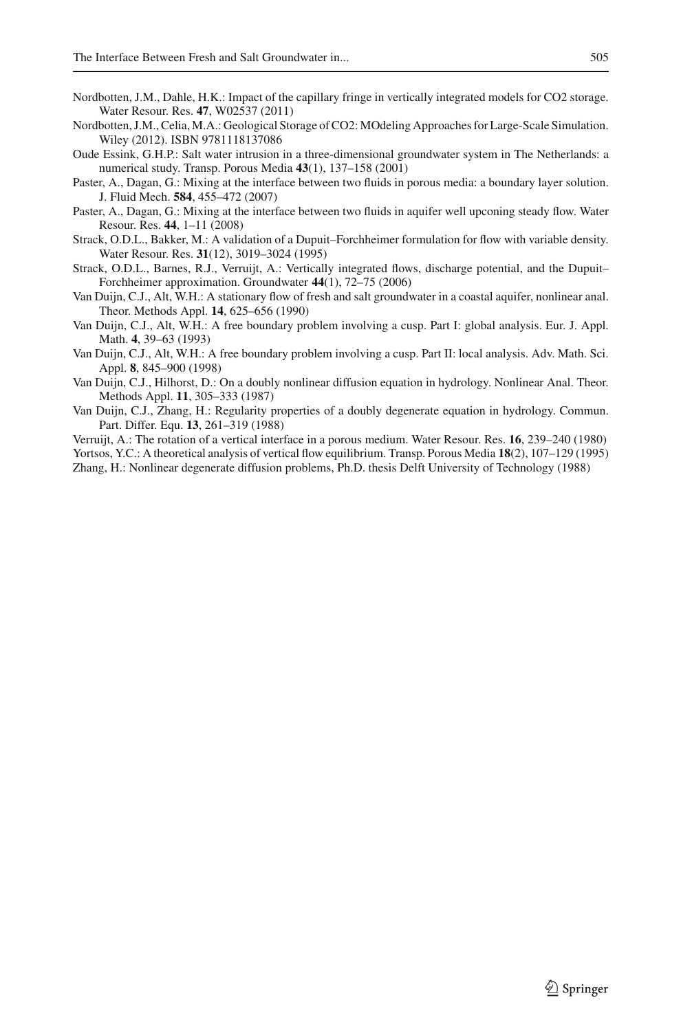Nordbotten, J.M., Dahle, H.K.: Impact of the capillary fringe in vertically integrated models for CO2 storage. Water Resour. Res. **47**, W02537 (2011)

Nordbotten, J.M., Celia, M.A.: Geological Storage of CO2: MOdeling Approaches for Large-Scale Simulation. Wiley (2012). ISBN 9781118137086

Oude Essink, G.H.P.: Salt water intrusion in a three-dimensional groundwater system in The Netherlands: a numerical study. Transp. Porous Media **43**(1), 137–158 (2001)

Paster, A., Dagan, G.: Mixing at the interface between two fluids in porous media: a boundary layer solution. J. Fluid Mech. **584**, 455–472 (2007)

Paster, A., Dagan, G.: Mixing at the interface between two fluids in aquifer well upconing steady flow. Water Resour. Res. **44**, 1–11 (2008)

Strack, O.D.L., Bakker, M.: A validation of a Dupuit–Forchheimer formulation for flow with variable density. Water Resour. Res. **31**(12), 3019–3024 (1995)

Strack, O.D.L., Barnes, R.J., Verruijt, A.: Vertically integrated flows, discharge potential, and the Dupuit–Forchheimer approximation. Groundwater **44**(1), 72–75 (2006)

Van Duijn, C.J., Alt, W.H.: A stationary flow of fresh and salt groundwater in a coastal aquifer, nonlinear anal. Theor. Methods Appl. **14**, 625–656 (1990)

Van Duijn, C.J., Alt, W.H.: A free boundary problem involving a cusp. Part I: global analysis. Eur. J. Appl. Math. **4**, 39–63 (1993)

Van Duijn, C.J., Alt, W.H.: A free boundary problem involving a cusp. Part II: local analysis. Adv. Math. Sci. Appl. **8**, 845–900 (1998)

Van Duijn, C.J., Hilhorst, D.: On a doubly nonlinear diffusion equation in hydrology. Nonlinear Anal. Theor. Methods Appl. **11**, 305–333 (1987)

Van Duijn, C.J., Zhang, H.: Regularity properties of a doubly degenerate equation in hydrology. Commun. Part. Differ. Equ. **13**, 261–319 (1988)

Verruijt, A.: The rotation of a vertical interface in a porous medium. Water Resour. Res. **16**, 239–240 (1980)

Yortsos, Y.C.: A theoretical analysis of vertical flow equilibrium. Transp. Porous Media **18**(2), 107–129 (1995)

Zhang, H.: Nonlinear degenerate diffusion problems, Ph.D. thesis Delft University of Technology (1988)